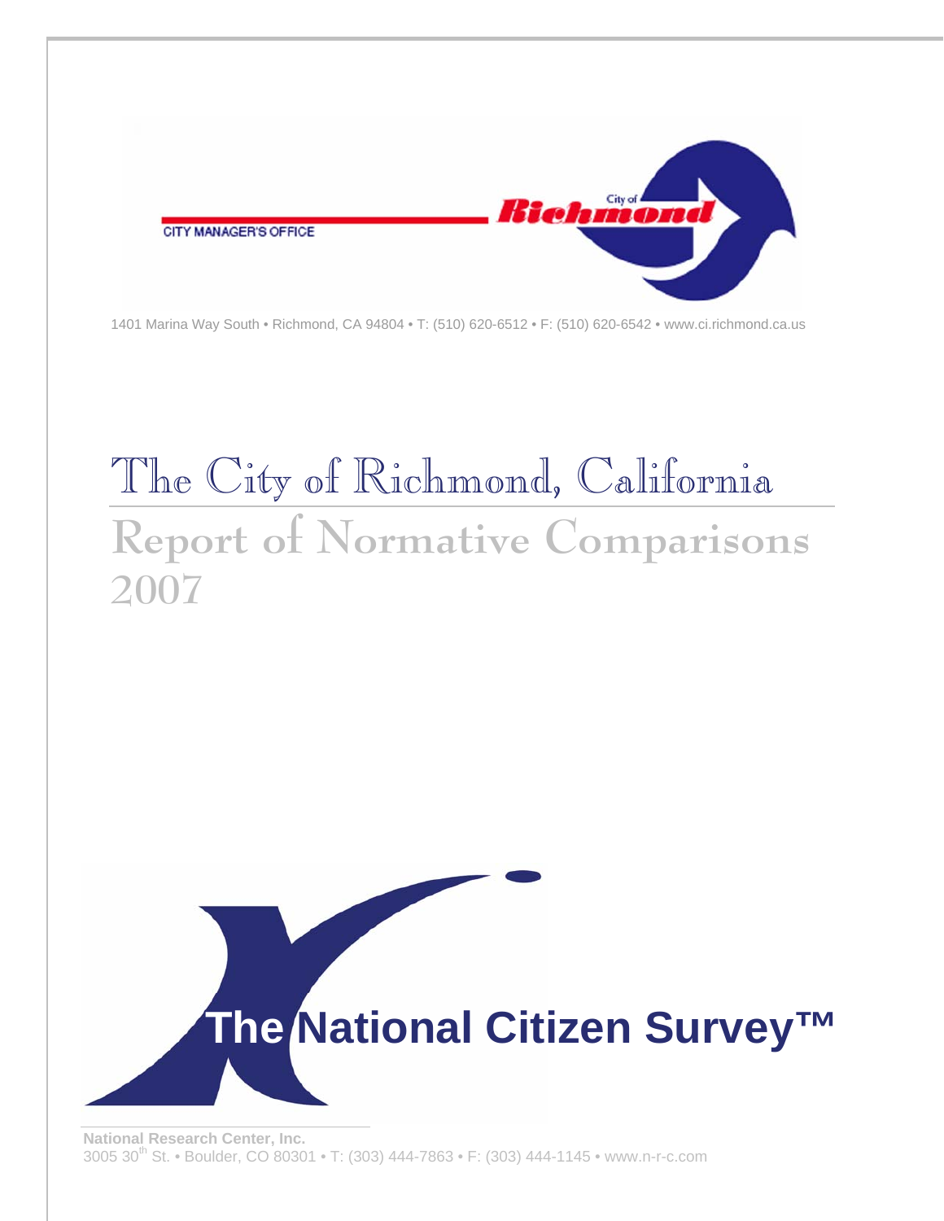CITY MANAGER'S OFFICE

City of Richmond

1401 Marina Way South • Richmond, CA 94804 • T: (510) 620-6512 • F: (510) 620-6542 • www.ci.richmond.ca.us

# The City of Richmond, California

## Report of Normative Comparisons 2007

**The National Citizen Survey™**

**National Research Center, Inc.**
3005 30th St. • Boulder, CO 80301 • T: (303) 444-7863 • F: (303) 444-1145 • www.n-r-c.com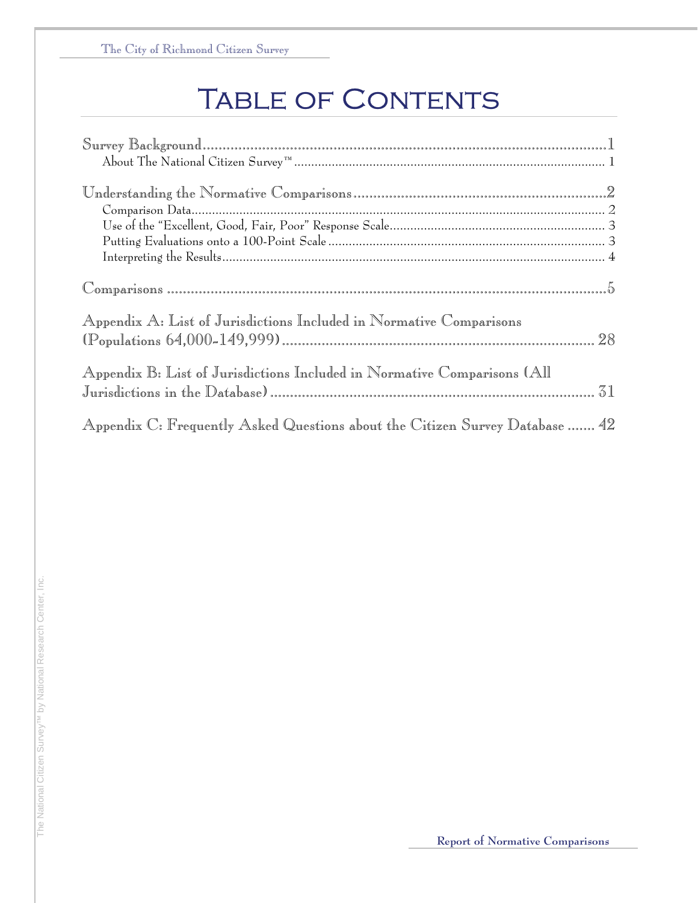# Table of Contents

Survey Background ........................................................................................................ 1
- About The National Citizen Survey™ ........................................................................ 1

Understanding the Normative Comparisons ................................................................ 2
- Comparison Data ........................................................................................................ 2
- Use of the "Excellent, Good, Fair, Poor" Response Scale ............................................ 3
- Putting Evaluations onto a 100-Point Scale ................................................................ 3
- Interpreting the Results ............................................................................................... 4

Comparisons ................................................................................................................... 5

Appendix A: List of Jurisdictions Included in Normative Comparisons (Populations 64,000-149,999) ................................................................................. 28

Appendix B: List of Jurisdictions Included in Normative Comparisons (All Jurisdictions in the Database) ................................................................................. 31

Appendix C: Frequently Asked Questions about the Citizen Survey Database ....... 42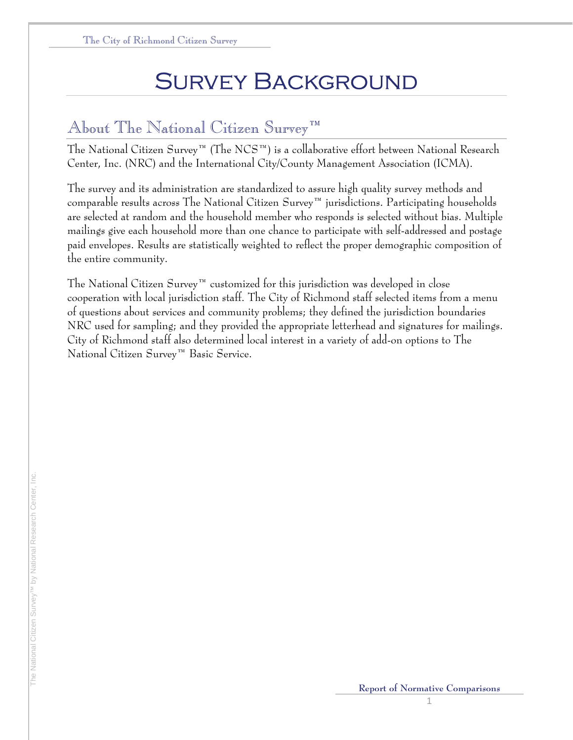# Survey Background

## About The National Citizen Survey™

The National Citizen Survey™ (The NCS™) is a collaborative effort between National Research Center, Inc. (NRC) and the International City/County Management Association (ICMA).

The survey and its administration are standardized to assure high quality survey methods and comparable results across The National Citizen Survey™ jurisdictions. Participating households are selected at random and the household member who responds is selected without bias. Multiple mailings give each household more than one chance to participate with self-addressed and postage paid envelopes. Results are statistically weighted to reflect the proper demographic composition of the entire community.

The National Citizen Survey™ customized for this jurisdiction was developed in close cooperation with local jurisdiction staff. The City of Richmond staff selected items from a menu of questions about services and community problems; they defined the jurisdiction boundaries NRC used for sampling; and they provided the appropriate letterhead and signatures for mailings. City of Richmond staff also determined local interest in a variety of add-on options to The National Citizen Survey™ Basic Service.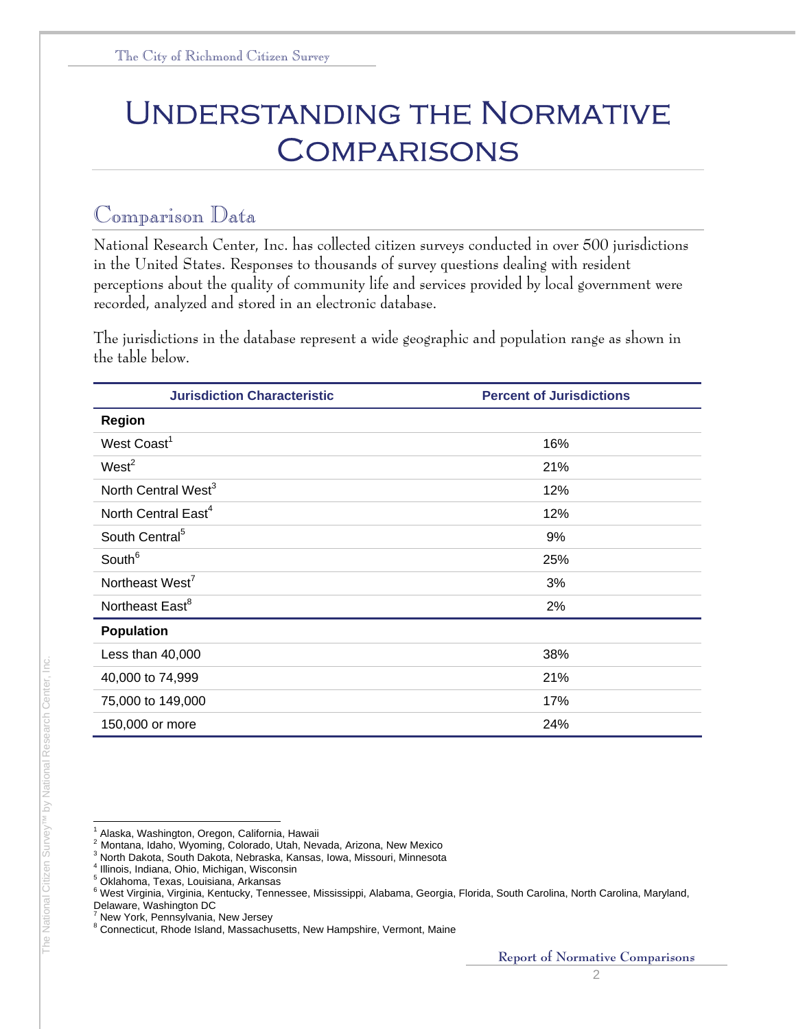# Understanding the Normative Comparisons

## Comparison Data

National Research Center, Inc. has collected citizen surveys conducted in over 500 jurisdictions in the United States. Responses to thousands of survey questions dealing with resident perceptions about the quality of community life and services provided by local government were recorded, analyzed and stored in an electronic database.

The jurisdictions in the database represent a wide geographic and population range as shown in the table below.

| Jurisdiction Characteristic | Percent of Jurisdictions |
| --- | --- |
| **Region** | |
| West Coast[1] | 16% |
| West[2] | 21% |
| North Central West[3] | 12% |
| North Central East[4] | 12% |
| South Central[5] | 9% |
| South[6] | 25% |
| Northeast West[7] | 3% |
| Northeast East[8] | 2% |
| **Population** | |
| Less than 40,000 | 38% |
| 40,000 to 74,999 | 21% |
| 75,000 to 149,000 | 17% |
| 150,000 or more | 24% |

[1] Alaska, Washington, Oregon, California, Hawaii
[2] Montana, Idaho, Wyoming, Colorado, Utah, Nevada, Arizona, New Mexico
[3] North Dakota, South Dakota, Nebraska, Kansas, Iowa, Missouri, Minnesota
[4] Illinois, Indiana, Ohio, Michigan, Wisconsin
[5] Oklahoma, Texas, Louisiana, Arkansas
[6] West Virginia, Virginia, Kentucky, Tennessee, Mississippi, Alabama, Georgia, Florida, South Carolina, North Carolina, Maryland, Delaware, Washington DC
[7] New York, Pennsylvania, New Jersey
[8] Connecticut, Rhode Island, Massachusetts, New Hampshire, Vermont, Maine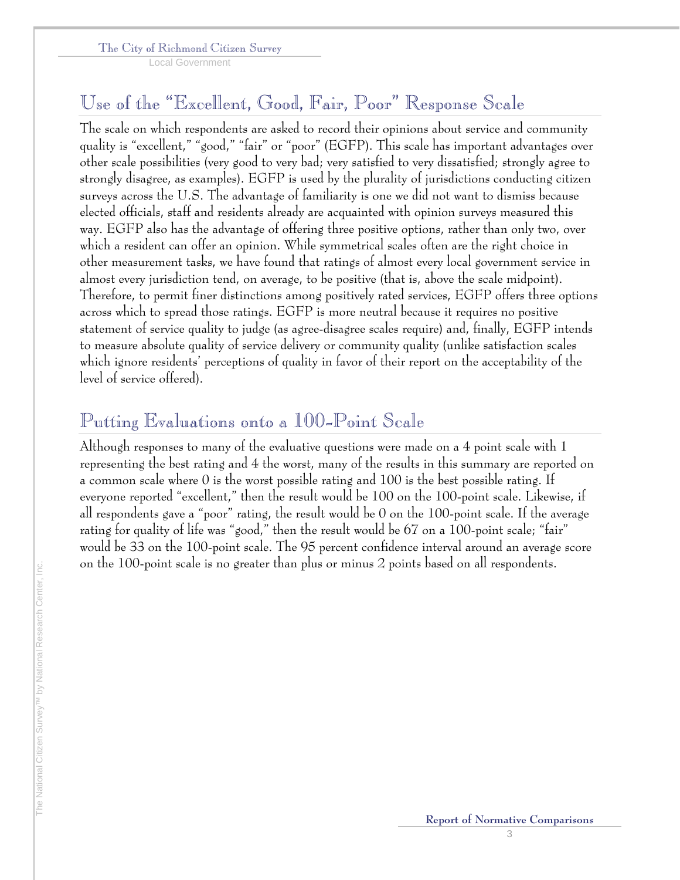## Use of the "Excellent, Good, Fair, Poor" Response Scale

The scale on which respondents are asked to record their opinions about service and community quality is "excellent," "good," "fair" or "poor" (EGFP). This scale has important advantages over other scale possibilities (very good to very bad; very satisfied to very dissatisfied; strongly agree to strongly disagree, as examples). EGFP is used by the plurality of jurisdictions conducting citizen surveys across the U.S. The advantage of familiarity is one we did not want to dismiss because elected officials, staff and residents already are acquainted with opinion surveys measured this way. EGFP also has the advantage of offering three positive options, rather than only two, over which a resident can offer an opinion. While symmetrical scales often are the right choice in other measurement tasks, we have found that ratings of almost every local government service in almost every jurisdiction tend, on average, to be positive (that is, above the scale midpoint). Therefore, to permit finer distinctions among positively rated services, EGFP offers three options across which to spread those ratings. EGFP is more neutral because it requires no positive statement of service quality to judge (as agree-disagree scales require) and, finally, EGFP intends to measure absolute quality of service delivery or community quality (unlike satisfaction scales which ignore residents' perceptions of quality in favor of their report on the acceptability of the level of service offered).

## Putting Evaluations onto a 100-Point Scale

Although responses to many of the evaluative questions were made on a 4 point scale with 1 representing the best rating and 4 the worst, many of the results in this summary are reported on a common scale where 0 is the worst possible rating and 100 is the best possible rating. If everyone reported "excellent," then the result would be 100 on the 100-point scale. Likewise, if all respondents gave a "poor" rating, the result would be 0 on the 100-point scale. If the average rating for quality of life was "good," then the result would be 67 on a 100-point scale; "fair" would be 33 on the 100-point scale. The 95 percent confidence interval around an average score on the 100-point scale is no greater than plus or minus 2 points based on all respondents.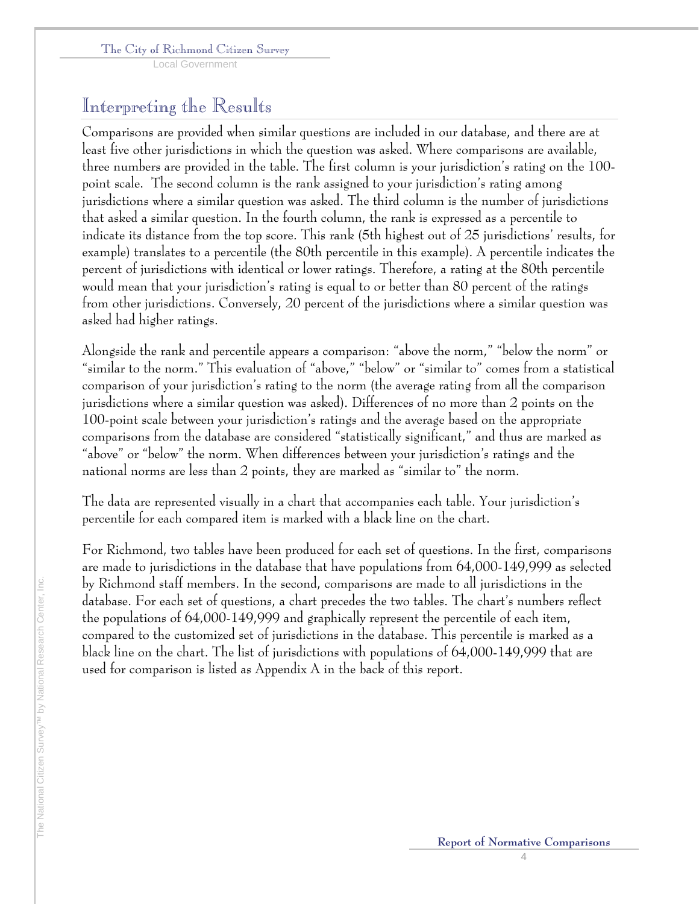## Interpreting the Results

Comparisons are provided when similar questions are included in our database, and there are at least five other jurisdictions in which the question was asked. Where comparisons are available, three numbers are provided in the table. The first column is your jurisdiction's rating on the 100-point scale. The second column is the rank assigned to your jurisdiction's rating among jurisdictions where a similar question was asked. The third column is the number of jurisdictions that asked a similar question. In the fourth column, the rank is expressed as a percentile to indicate its distance from the top score. This rank (5th highest out of 25 jurisdictions' results, for example) translates to a percentile (the 80th percentile in this example). A percentile indicates the percent of jurisdictions with identical or lower ratings. Therefore, a rating at the 80th percentile would mean that your jurisdiction's rating is equal to or better than 80 percent of the ratings from other jurisdictions. Conversely, 20 percent of the jurisdictions where a similar question was asked had higher ratings.

Alongside the rank and percentile appears a comparison: "above the norm," "below the norm" or "similar to the norm." This evaluation of "above," "below" or "similar to" comes from a statistical comparison of your jurisdiction's rating to the norm (the average rating from all the comparison jurisdictions where a similar question was asked). Differences of no more than 2 points on the 100-point scale between your jurisdiction's ratings and the average based on the appropriate comparisons from the database are considered "statistically significant," and thus are marked as "above" or "below" the norm. When differences between your jurisdiction's ratings and the national norms are less than 2 points, they are marked as "similar to" the norm.

The data are represented visually in a chart that accompanies each table. Your jurisdiction's percentile for each compared item is marked with a black line on the chart.

For Richmond, two tables have been produced for each set of questions. In the first, comparisons are made to jurisdictions in the database that have populations from 64,000-149,999 as selected by Richmond staff members. In the second, comparisons are made to all jurisdictions in the database. For each set of questions, a chart precedes the two tables. The chart's numbers reflect the populations of 64,000-149,999 and graphically represent the percentile of each item, compared to the customized set of jurisdictions in the database. This percentile is marked as a black line on the chart. The list of jurisdictions with populations of 64,000-149,999 that are used for comparison is listed as Appendix A in the back of this report.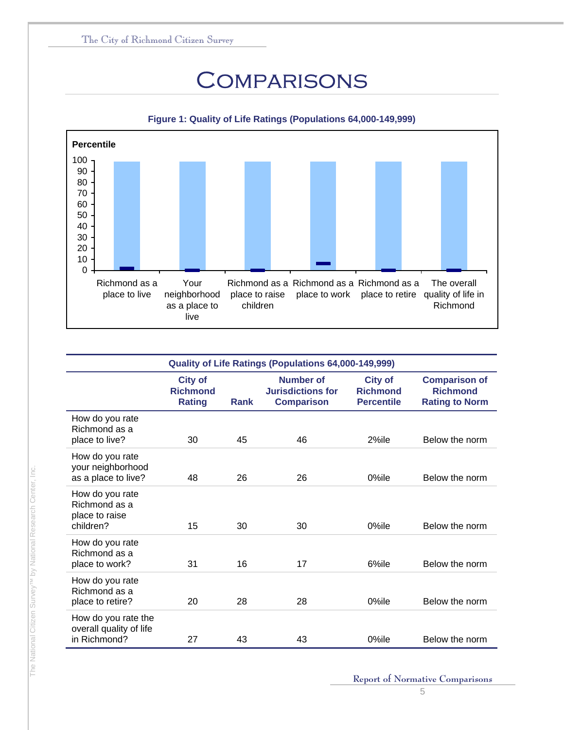# Comparisons

**Figure 1: Quality of Life Ratings (Populations 64,000-149,999)**

Percentile

100
90
80
70
60
50
40
30
20
10
0

Richmond as a place to live
Your neighborhood as a place to live
Richmond as a place to raise children
Richmond as a place to work
Richmond as a place to retire
The overall quality of life in Richmond

| Quality of Life Ratings (Populations 64,000-149,999) | | | | | |
|---|---|---|---|---|---|
| | City of Richmond Rating | Rank | Number of Jurisdictions for Comparison | City of Richmond Percentile | Comparison of Richmond Rating to Norm |
| How do you rate Richmond as a place to live? | 30 | 45 | 46 | 2%ile | Below the norm |
| How do you rate your neighborhood as a place to live? | 48 | 26 | 26 | 0%ile | Below the norm |
| How do you rate Richmond as a place to raise children? | 15 | 30 | 30 | 0%ile | Below the norm |
| How do you rate Richmond as a place to work? | 31 | 16 | 17 | 6%ile | Below the norm |
| How do you rate Richmond as a place to retire? | 20 | 28 | 28 | 0%ile | Below the norm |
| How do you rate the overall quality of life in Richmond? | 27 | 43 | 43 | 0%ile | Below the norm |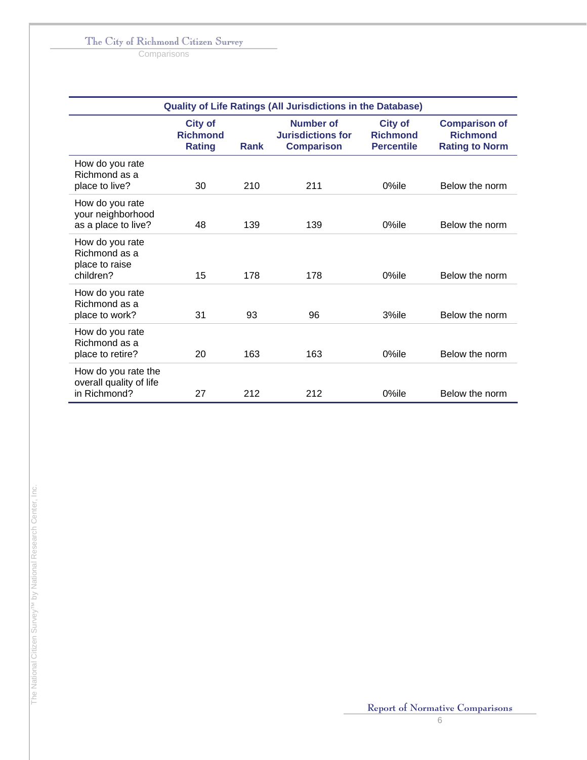| Quality of Life Ratings (All Jurisdictions in the Database) | | | | | |
|---|---|---|---|---|---|
| | City of Richmond Rating | Rank | Number of Jurisdictions for Comparison | City of Richmond Percentile | Comparison of Richmond Rating to Norm |
| How do you rate Richmond as a place to live? | 30 | 210 | 211 | 0%ile | Below the norm |
| How do you rate your neighborhood as a place to live? | 48 | 139 | 139 | 0%ile | Below the norm |
| How do you rate Richmond as a place to raise children? | 15 | 178 | 178 | 0%ile | Below the norm |
| How do you rate Richmond as a place to work? | 31 | 93 | 96 | 3%ile | Below the norm |
| How do you rate Richmond as a place to retire? | 20 | 163 | 163 | 0%ile | Below the norm |
| How do you rate the overall quality of life in Richmond? | 27 | 212 | 212 | 0%ile | Below the norm |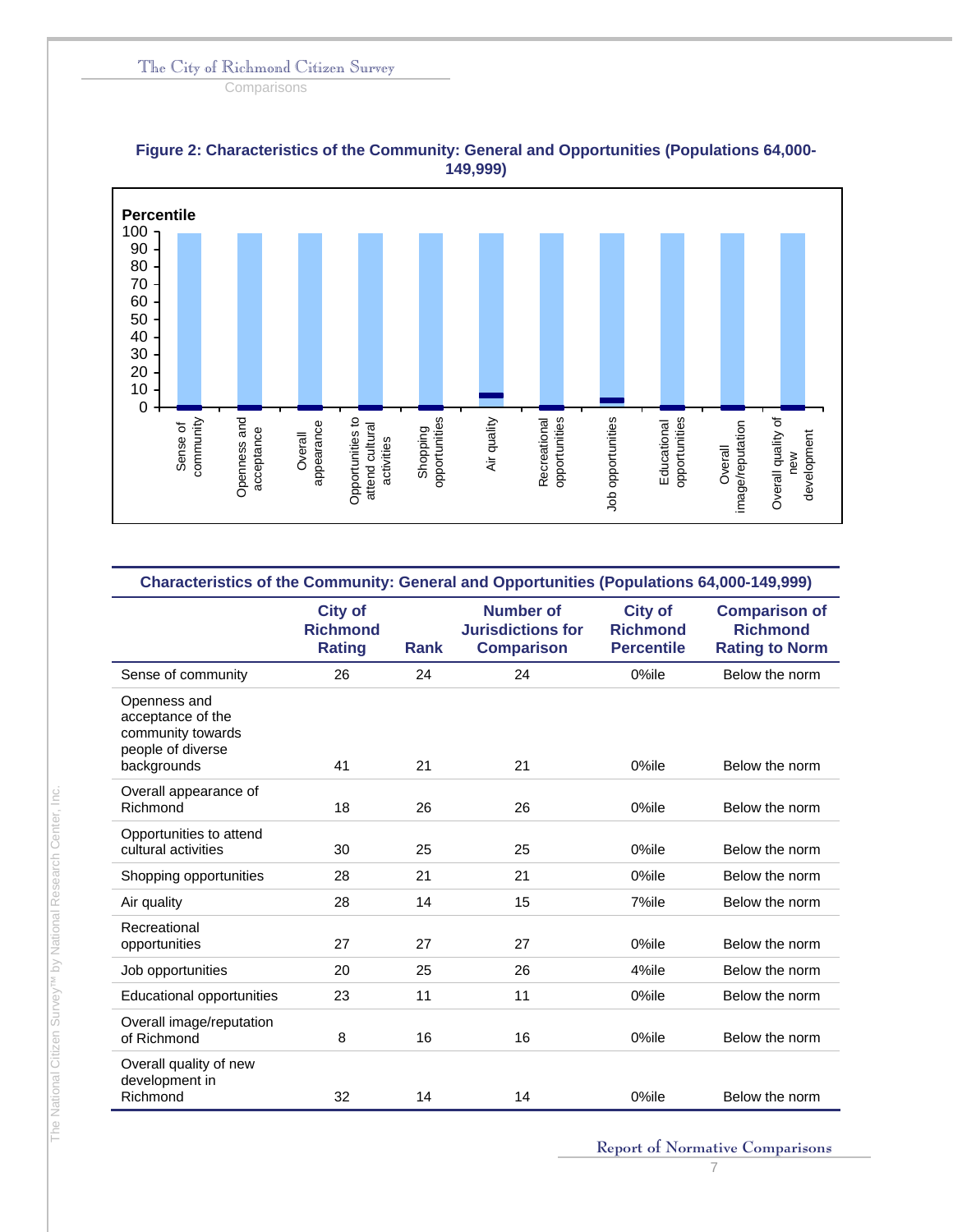**Figure 2: Characteristics of the Community: General and Opportunities (Populations 64,000-149,999)**

Percentile

100
90
80
70
60
50
40
30
20
10
0

Sense of community
Openness and acceptance
Overall appearance
Opportunities to attend cultural activities
Shopping opportunities
Air quality
Recreational opportunities
Job opportunities
Educational opportunities
Overall image/reputation
Overall quality of new development

**Characteristics of the Community: General and Opportunities (Populations 64,000-149,999)**

| | City of Richmond Rating | Rank | Number of Jurisdictions for Comparison | City of Richmond Percentile | Comparison of Richmond Rating to Norm |
|---|---|---|---|---|---|
| Sense of community | 26 | 24 | 24 | 0%ile | Below the norm |
| Openness and acceptance of the community towards people of diverse backgrounds | 41 | 21 | 21 | 0%ile | Below the norm |
| Overall appearance of Richmond | 18 | 26 | 26 | 0%ile | Below the norm |
| Opportunities to attend cultural activities | 30 | 25 | 25 | 0%ile | Below the norm |
| Shopping opportunities | 28 | 21 | 21 | 0%ile | Below the norm |
| Air quality | 28 | 14 | 15 | 7%ile | Below the norm |
| Recreational opportunities | 27 | 27 | 27 | 0%ile | Below the norm |
| Job opportunities | 20 | 25 | 26 | 4%ile | Below the norm |
| Educational opportunities | 23 | 11 | 11 | 0%ile | Below the norm |
| Overall image/reputation of Richmond | 8 | 16 | 16 | 0%ile | Below the norm |
| Overall quality of new development in Richmond | 32 | 14 | 14 | 0%ile | Below the norm |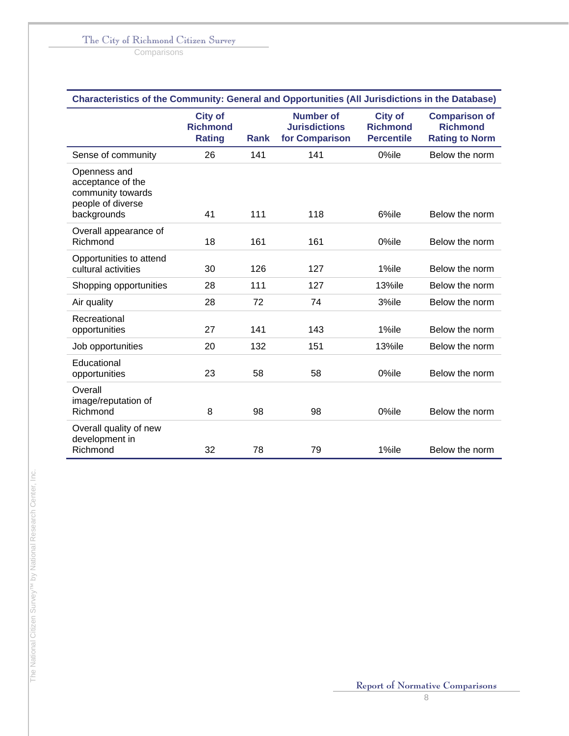| Characteristics of the Community: General and Opportunities (All Jurisdictions in the Database) | | | | | |
|---|---|---|---|---|---|
| | City of Richmond Rating | Rank | Number of Jurisdictions for Comparison | City of Richmond Percentile | Comparison of Richmond Rating to Norm |
| Sense of community | 26 | 141 | 141 | 0%ile | Below the norm |
| Openness and acceptance of the community towards people of diverse backgrounds | 41 | 111 | 118 | 6%ile | Below the norm |
| Overall appearance of Richmond | 18 | 161 | 161 | 0%ile | Below the norm |
| Opportunities to attend cultural activities | 30 | 126 | 127 | 1%ile | Below the norm |
| Shopping opportunities | 28 | 111 | 127 | 13%ile | Below the norm |
| Air quality | 28 | 72 | 74 | 3%ile | Below the norm |
| Recreational opportunities | 27 | 141 | 143 | 1%ile | Below the norm |
| Job opportunities | 20 | 132 | 151 | 13%ile | Below the norm |
| Educational opportunities | 23 | 58 | 58 | 0%ile | Below the norm |
| Overall image/reputation of Richmond | 8 | 98 | 98 | 0%ile | Below the norm |
| Overall quality of new development in Richmond | 32 | 78 | 79 | 1%ile | Below the norm |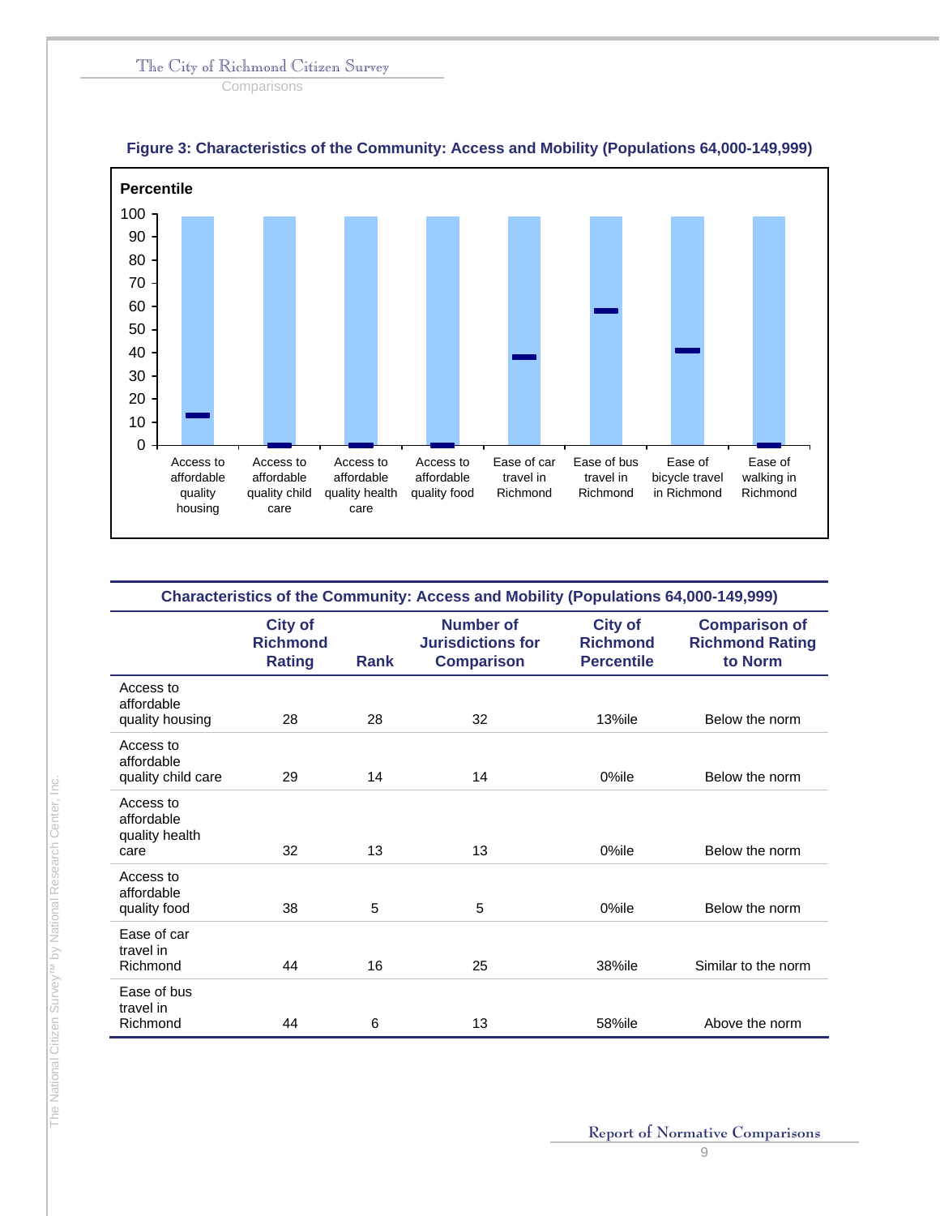**Figure 3: Characteristics of the Community: Access and Mobility (Populations 64,000-149,999)**

Percentile

100
90
80
70
60
50
40
30
20
10
0

Access to affordable quality housing
Access to affordable quality child care
Access to affordable quality health care
Access to affordable quality food
Ease of car travel in Richmond
Ease of bus travel in Richmond
Ease of bicycle travel in Richmond
Ease of walking in Richmond

**Characteristics of the Community: Access and Mobility (Populations 64,000-149,999)**

| | City of Richmond Rating | Rank | Number of Jurisdictions for Comparison | City of Richmond Percentile | Comparison of Richmond Rating to Norm |
|---|---|---|---|---|---|
| Access to affordable quality housing | 28 | 28 | 32 | 13%ile | Below the norm |
| Access to affordable quality child care | 29 | 14 | 14 | 0%ile | Below the norm |
| Access to affordable quality health care | 32 | 13 | 13 | 0%ile | Below the norm |
| Access to affordable quality food | 38 | 5 | 5 | 0%ile | Below the norm |
| Ease of car travel in Richmond | 44 | 16 | 25 | 38%ile | Similar to the norm |
| Ease of bus travel in Richmond | 44 | 6 | 13 | 58%ile | Above the norm |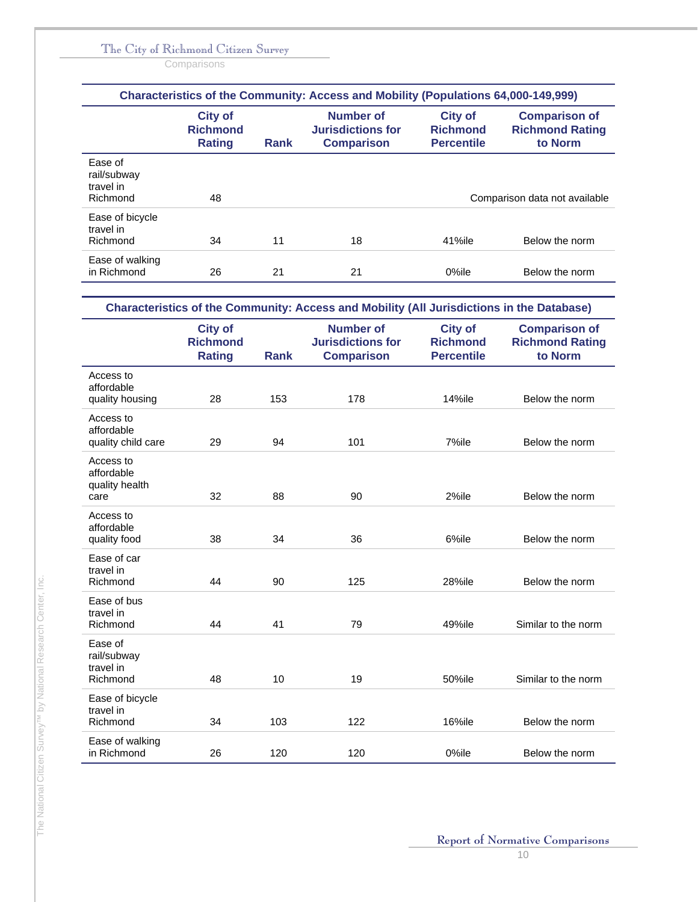| Characteristics of the Community: Access and Mobility (Populations 64,000-149,999) | | | | | |
|---|---|---|---|---|---|
| | City of Richmond Rating | Rank | Number of Jurisdictions for Comparison | City of Richmond Percentile | Comparison of Richmond Rating to Norm |
| Ease of rail/subway travel in Richmond | 48 | Comparison data not available | | | |
| Ease of bicycle travel in Richmond | 34 | 11 | 18 | 41%ile | Below the norm |
| Ease of walking in Richmond | 26 | 21 | 21 | 0%ile | Below the norm |

| Characteristics of the Community: Access and Mobility (All Jurisdictions in the Database) | | | | | |
|---|---|---|---|---|---|
| | City of Richmond Rating | Rank | Number of Jurisdictions for Comparison | City of Richmond Percentile | Comparison of Richmond Rating to Norm |
| Access to affordable quality housing | 28 | 153 | 178 | 14%ile | Below the norm |
| Access to affordable quality child care | 29 | 94 | 101 | 7%ile | Below the norm |
| Access to affordable quality health care | 32 | 88 | 90 | 2%ile | Below the norm |
| Access to affordable quality food | 38 | 34 | 36 | 6%ile | Below the norm |
| Ease of car travel in Richmond | 44 | 90 | 125 | 28%ile | Below the norm |
| Ease of bus travel in Richmond | 44 | 41 | 79 | 49%ile | Similar to the norm |
| Ease of rail/subway travel in Richmond | 48 | 10 | 19 | 50%ile | Similar to the norm |
| Ease of bicycle travel in Richmond | 34 | 103 | 122 | 16%ile | Below the norm |
| Ease of walking in Richmond | 26 | 120 | 120 | 0%ile | Below the norm |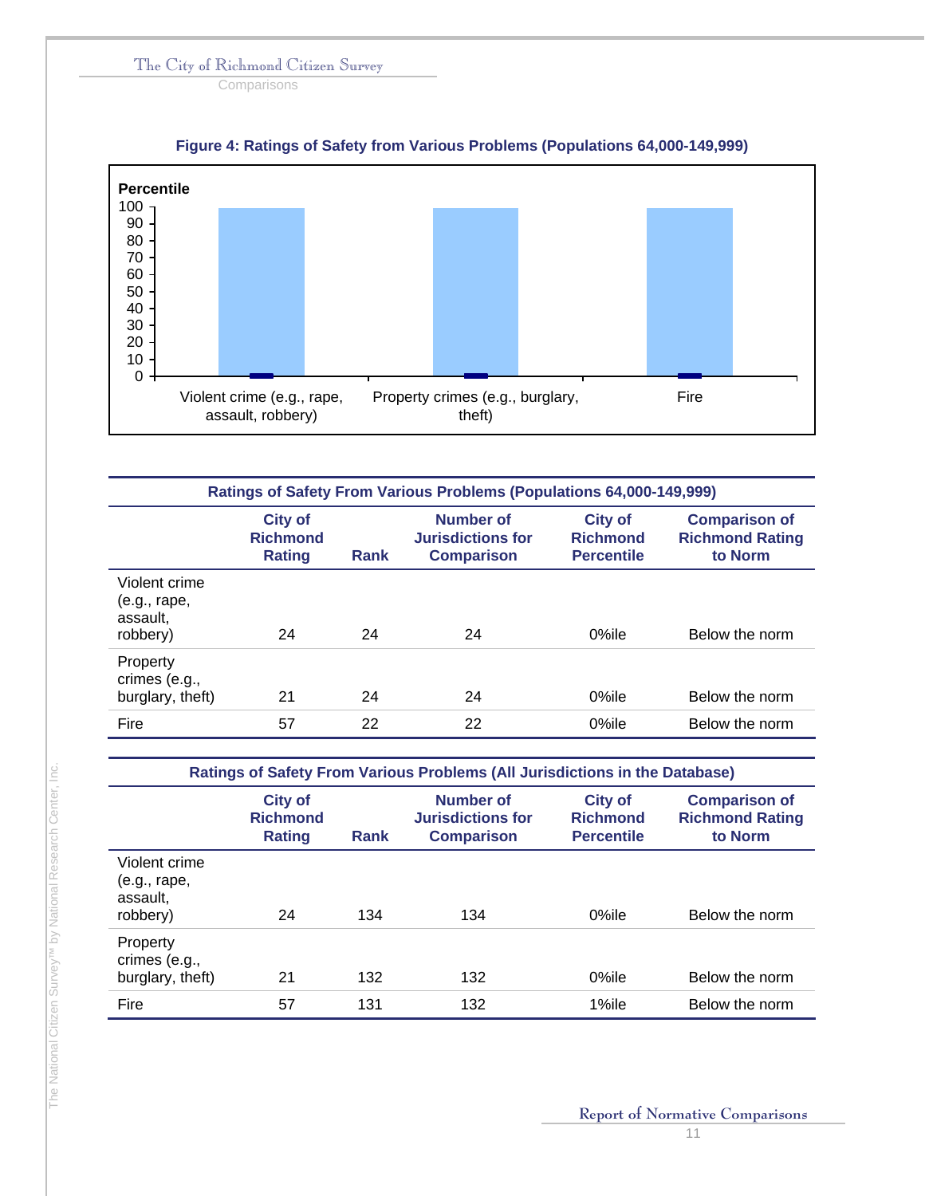**Figure 4: Ratings of Safety from Various Problems (Populations 64,000-149,999)**

Percentile

100
90
80
70
60
50
40
30
20
10
0

Violent crime (e.g., rape, assault, robbery)
Property crimes (e.g., burglary, theft)
Fire

**Ratings of Safety From Various Problems (Populations 64,000-149,999)**

| | City of Richmond Rating | Rank | Number of Jurisdictions for Comparison | City of Richmond Percentile | Comparison of Richmond Rating to Norm |
|---|---|---|---|---|---|
| Violent crime (e.g., rape, assault, robbery) | 24 | 24 | 24 | 0%ile | Below the norm |
| Property crimes (e.g., burglary, theft) | 21 | 24 | 24 | 0%ile | Below the norm |
| Fire | 57 | 22 | 22 | 0%ile | Below the norm |

**Ratings of Safety From Various Problems (All Jurisdictions in the Database)**

| | City of Richmond Rating | Rank | Number of Jurisdictions for Comparison | City of Richmond Percentile | Comparison of Richmond Rating to Norm |
|---|---|---|---|---|---|
| Violent crime (e.g., rape, assault, robbery) | 24 | 134 | 134 | 0%ile | Below the norm |
| Property crimes (e.g., burglary, theft) | 21 | 132 | 132 | 0%ile | Below the norm |
| Fire | 57 | 131 | 132 | 1%ile | Below the norm |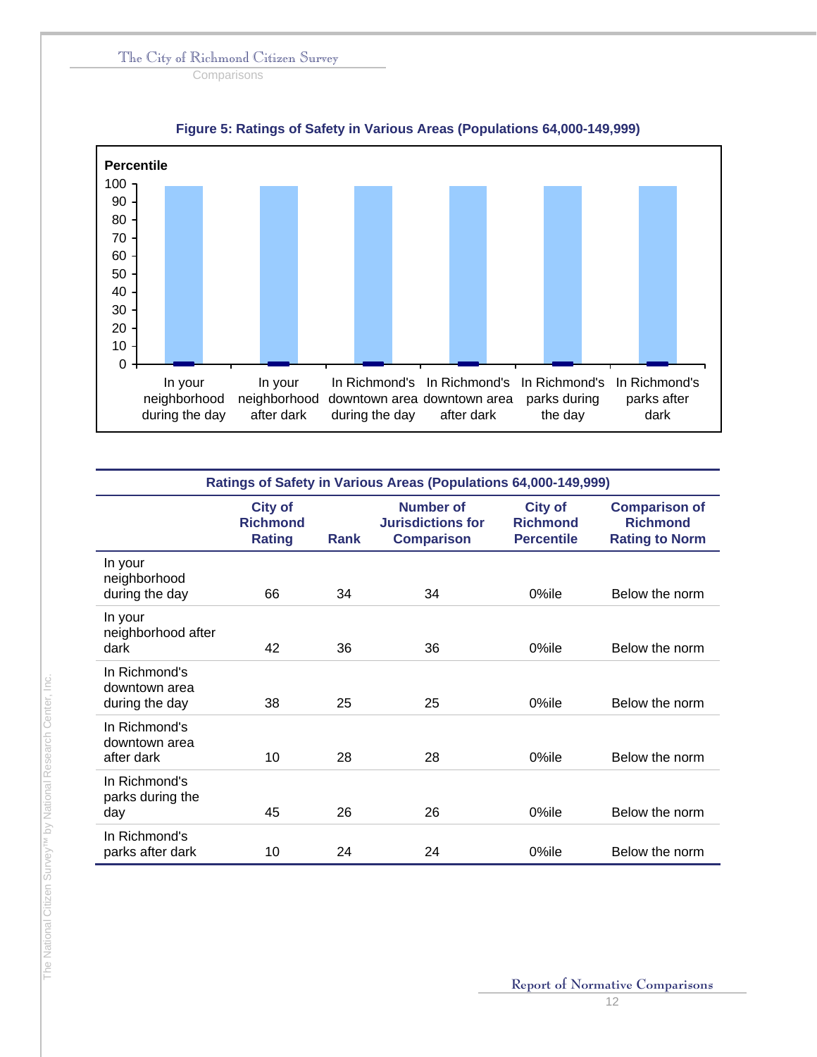**Figure 5: Ratings of Safety in Various Areas (Populations 64,000-149,999)**

Percentile

100
90
80
70
60
50
40
30
20
10
0

In your neighborhood during the day
In your neighborhood after dark
In Richmond's downtown area during the day
In Richmond's downtown area after dark
In Richmond's parks during the day
In Richmond's parks after dark

| Ratings of Safety in Various Areas (Populations 64,000-149,999) | | | | | |
|---|---|---|---|---|---|
| | **City of Richmond Rating** | **Rank** | **Number of Jurisdictions for Comparison** | **City of Richmond Percentile** | **Comparison of Richmond Rating to Norm** |
| In your neighborhood during the day | 66 | 34 | 34 | 0%ile | Below the norm |
| In your neighborhood after dark | 42 | 36 | 36 | 0%ile | Below the norm |
| In Richmond's downtown area during the day | 38 | 25 | 25 | 0%ile | Below the norm |
| In Richmond's downtown area after dark | 10 | 28 | 28 | 0%ile | Below the norm |
| In Richmond's parks during the day | 45 | 26 | 26 | 0%ile | Below the norm |
| In Richmond's parks after dark | 10 | 24 | 24 | 0%ile | Below the norm |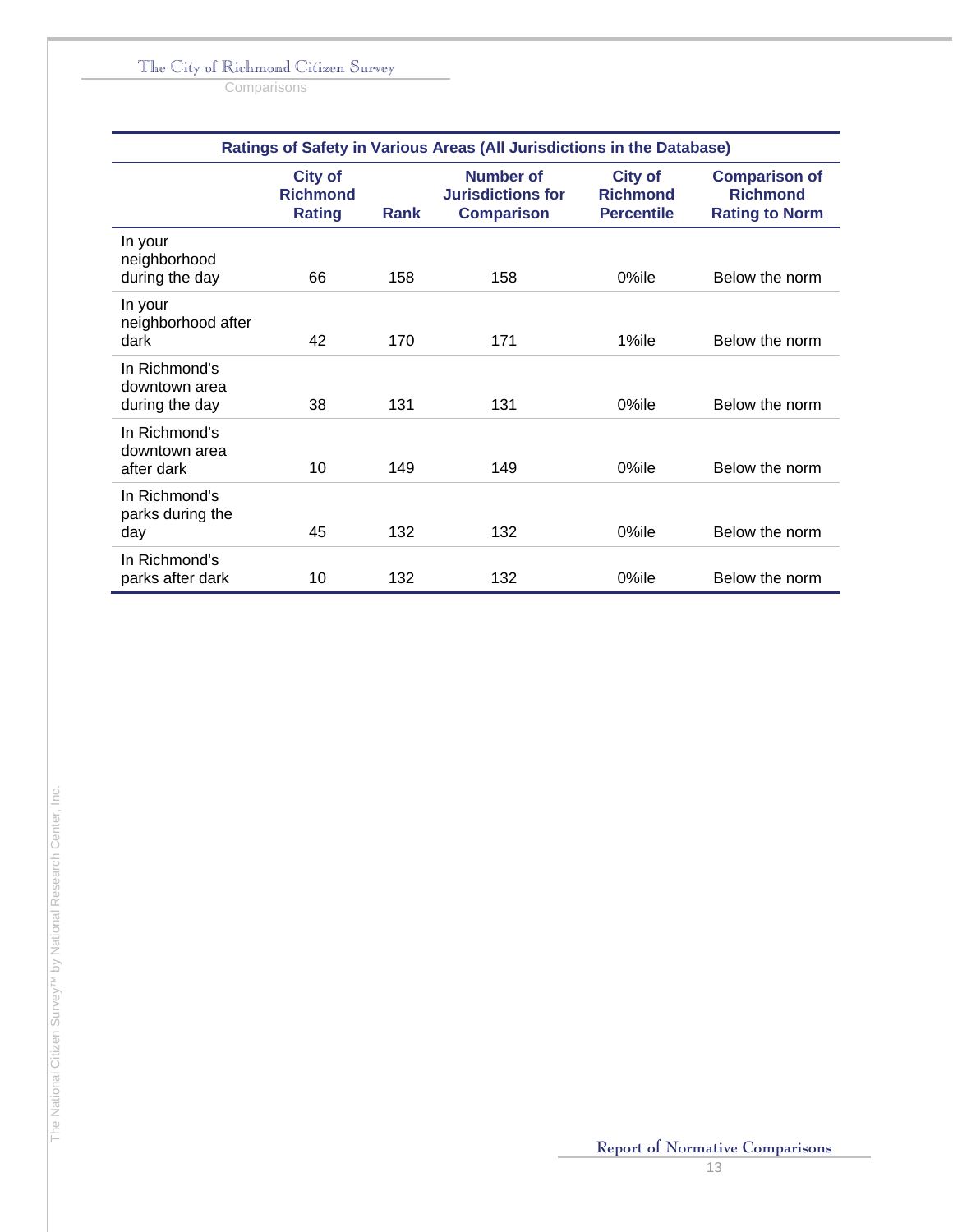| Ratings of Safety in Various Areas (All Jurisdictions in the Database) | | | | | |
|---|---|---|---|---|---|
| | City of Richmond Rating | Rank | Number of Jurisdictions for Comparison | City of Richmond Percentile | Comparison of Richmond Rating to Norm |
| In your neighborhood during the day | 66 | 158 | 158 | 0%ile | Below the norm |
| In your neighborhood after dark | 42 | 170 | 171 | 1%ile | Below the norm |
| In Richmond's downtown area during the day | 38 | 131 | 131 | 0%ile | Below the norm |
| In Richmond's downtown area after dark | 10 | 149 | 149 | 0%ile | Below the norm |
| In Richmond's parks during the day | 45 | 132 | 132 | 0%ile | Below the norm |
| In Richmond's parks after dark | 10 | 132 | 132 | 0%ile | Below the norm |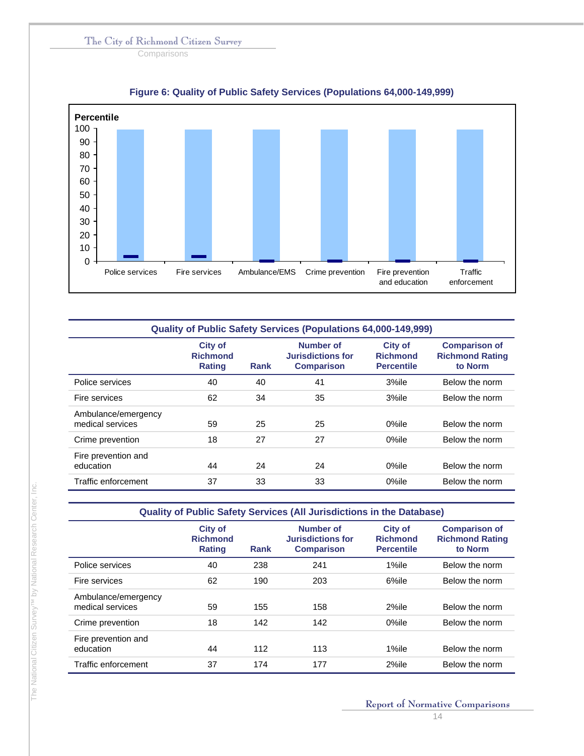**Figure 6: Quality of Public Safety Services (Populations 64,000-149,999)**

Percentile

100
90
80
70
60
50
40
30
20
10
0

Police services
Fire services
Ambulance/EMS
Crime prevention
Fire prevention and education
Traffic enforcement

**Quality of Public Safety Services (Populations 64,000-149,999)**

| | City of Richmond Rating | Rank | Number of Jurisdictions for Comparison | City of Richmond Percentile | Comparison of Richmond Rating to Norm |
|---|---|---|---|---|---|
| Police services | 40 | 40 | 41 | 3%ile | Below the norm |
| Fire services | 62 | 34 | 35 | 3%ile | Below the norm |
| Ambulance/emergency medical services | 59 | 25 | 25 | 0%ile | Below the norm |
| Crime prevention | 18 | 27 | 27 | 0%ile | Below the norm |
| Fire prevention and education | 44 | 24 | 24 | 0%ile | Below the norm |
| Traffic enforcement | 37 | 33 | 33 | 0%ile | Below the norm |

**Quality of Public Safety Services (All Jurisdictions in the Database)**

| | City of Richmond Rating | Rank | Number of Jurisdictions for Comparison | City of Richmond Percentile | Comparison of Richmond Rating to Norm |
|---|---|---|---|---|---|
| Police services | 40 | 238 | 241 | 1%ile | Below the norm |
| Fire services | 62 | 190 | 203 | 6%ile | Below the norm |
| Ambulance/emergency medical services | 59 | 155 | 158 | 2%ile | Below the norm |
| Crime prevention | 18 | 142 | 142 | 0%ile | Below the norm |
| Fire prevention and education | 44 | 112 | 113 | 1%ile | Below the norm |
| Traffic enforcement | 37 | 174 | 177 | 2%ile | Below the norm |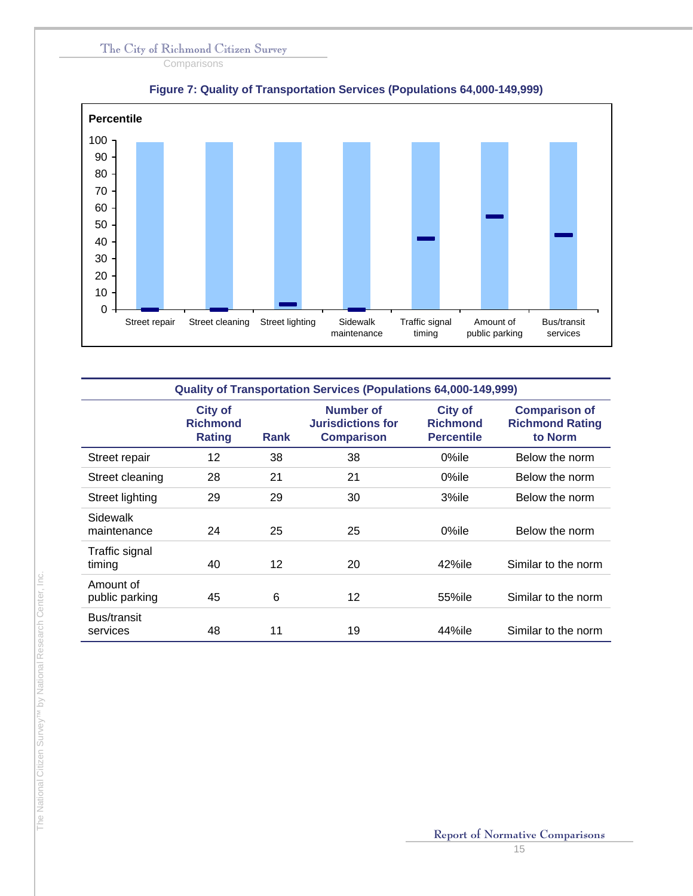**Figure 7: Quality of Transportation Services (Populations 64,000-149,999)**

Percentile

100
90
80
70
60
50
40
30
20
10
0

Street repair
Street cleaning
Street lighting
Sidewalk maintenance
Traffic signal timing
Amount of public parking
Bus/transit services

| Quality of Transportation Services (Populations 64,000-149,999) | | | | | |
|---|---|---|---|---|---|
| | City of Richmond Rating | Rank | Number of Jurisdictions for Comparison | City of Richmond Percentile | Comparison of Richmond Rating to Norm |
| Street repair | 12 | 38 | 38 | 0%ile | Below the norm |
| Street cleaning | 28 | 21 | 21 | 0%ile | Below the norm |
| Street lighting | 29 | 29 | 30 | 3%ile | Below the norm |
| Sidewalk maintenance | 24 | 25 | 25 | 0%ile | Below the norm |
| Traffic signal timing | 40 | 12 | 20 | 42%ile | Similar to the norm |
| Amount of public parking | 45 | 6 | 12 | 55%ile | Similar to the norm |
| Bus/transit services | 48 | 11 | 19 | 44%ile | Similar to the norm |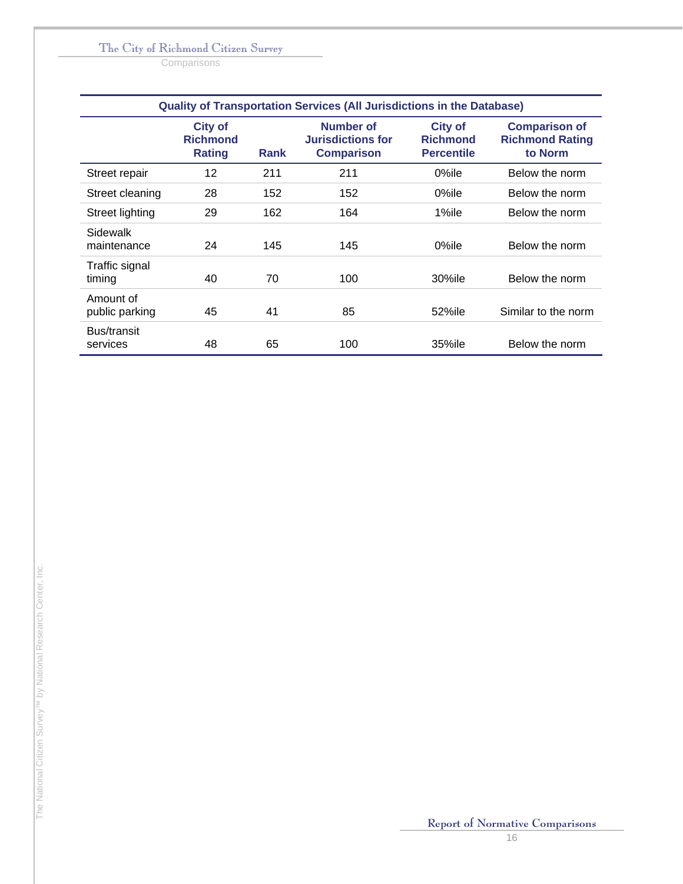| Quality of Transportation Services (All Jurisdictions in the Database) | | | | | |
|---|---|---|---|---|---|
| | City of Richmond Rating | Rank | Number of Jurisdictions for Comparison | City of Richmond Percentile | Comparison of Richmond Rating to Norm |
| Street repair | 12 | 211 | 211 | 0%ile | Below the norm |
| Street cleaning | 28 | 152 | 152 | 0%ile | Below the norm |
| Street lighting | 29 | 162 | 164 | 1%ile | Below the norm |
| Sidewalk maintenance | 24 | 145 | 145 | 0%ile | Below the norm |
| Traffic signal timing | 40 | 70 | 100 | 30%ile | Below the norm |
| Amount of public parking | 45 | 41 | 85 | 52%ile | Similar to the norm |
| Bus/transit services | 48 | 65 | 100 | 35%ile | Below the norm |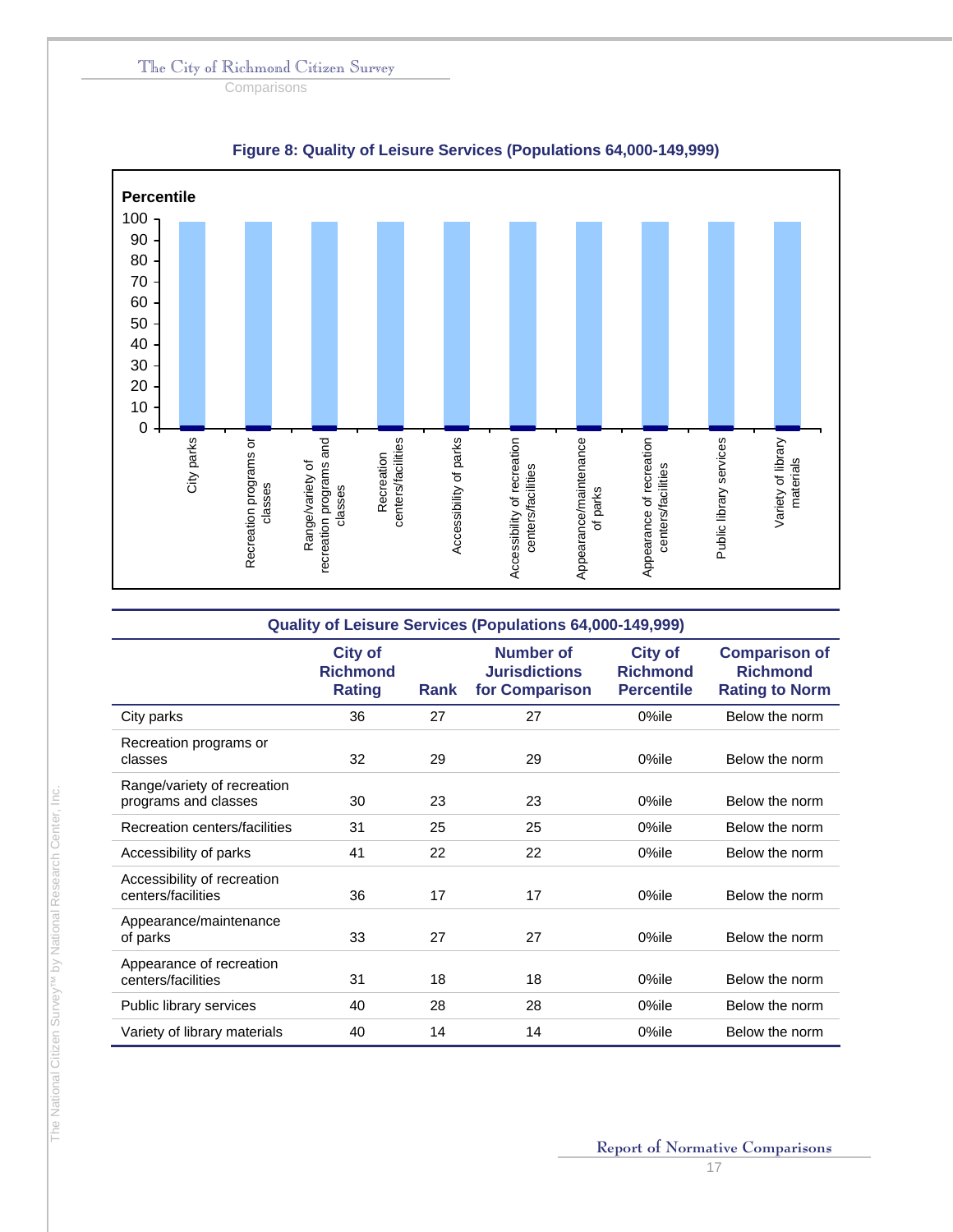**Figure 8: Quality of Leisure Services (Populations 64,000-149,999)**

Percentile

100
90
80
70
60
50
40
30
20
10
0

City parks
Recreation programs or classes
Range/variety of recreation programs and classes
Recreation centers/facilities
Accessibility of parks
Accessibility of recreation centers/facilities
Appearance/maintenance of parks
Appearance of recreation centers/facilities
Public library services
Variety of library materials

**Quality of Leisure Services (Populations 64,000-149,999)**

| | City of Richmond Rating | Rank | Number of Jurisdictions for Comparison | City of Richmond Percentile | Comparison of Richmond Rating to Norm |
|---|---|---|---|---|---|
| City parks | 36 | 27 | 27 | 0%ile | Below the norm |
| Recreation programs or classes | 32 | 29 | 29 | 0%ile | Below the norm |
| Range/variety of recreation programs and classes | 30 | 23 | 23 | 0%ile | Below the norm |
| Recreation centers/facilities | 31 | 25 | 25 | 0%ile | Below the norm |
| Accessibility of parks | 41 | 22 | 22 | 0%ile | Below the norm |
| Accessibility of recreation centers/facilities | 36 | 17 | 17 | 0%ile | Below the norm |
| Appearance/maintenance of parks | 33 | 27 | 27 | 0%ile | Below the norm |
| Appearance of recreation centers/facilities | 31 | 18 | 18 | 0%ile | Below the norm |
| Public library services | 40 | 28 | 28 | 0%ile | Below the norm |
| Variety of library materials | 40 | 14 | 14 | 0%ile | Below the norm |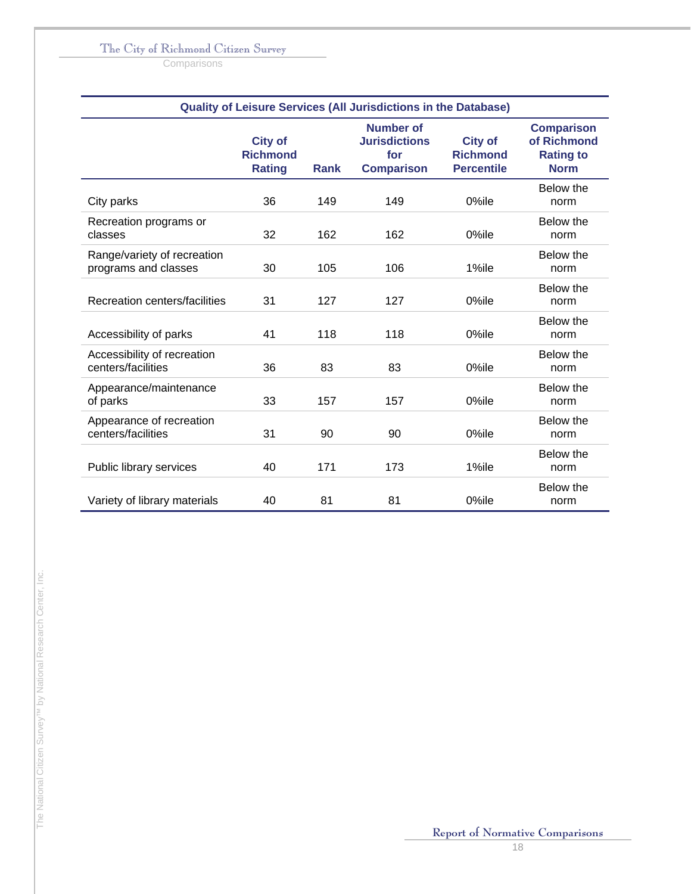| Quality of Leisure Services (All Jurisdictions in the Database) | | | | | |
|---|---|---|---|---|---|
| | City of Richmond Rating | Rank | Number of Jurisdictions for Comparison | City of Richmond Percentile | Comparison of Richmond Rating to Norm |
| City parks | 36 | 149 | 149 | 0%ile | Below the norm |
| Recreation programs or classes | 32 | 162 | 162 | 0%ile | Below the norm |
| Range/variety of recreation programs and classes | 30 | 105 | 106 | 1%ile | Below the norm |
| Recreation centers/facilities | 31 | 127 | 127 | 0%ile | Below the norm |
| Accessibility of parks | 41 | 118 | 118 | 0%ile | Below the norm |
| Accessibility of recreation centers/facilities | 36 | 83 | 83 | 0%ile | Below the norm |
| Appearance/maintenance of parks | 33 | 157 | 157 | 0%ile | Below the norm |
| Appearance of recreation centers/facilities | 31 | 90 | 90 | 0%ile | Below the norm |
| Public library services | 40 | 171 | 173 | 1%ile | Below the norm |
| Variety of library materials | 40 | 81 | 81 | 0%ile | Below the norm |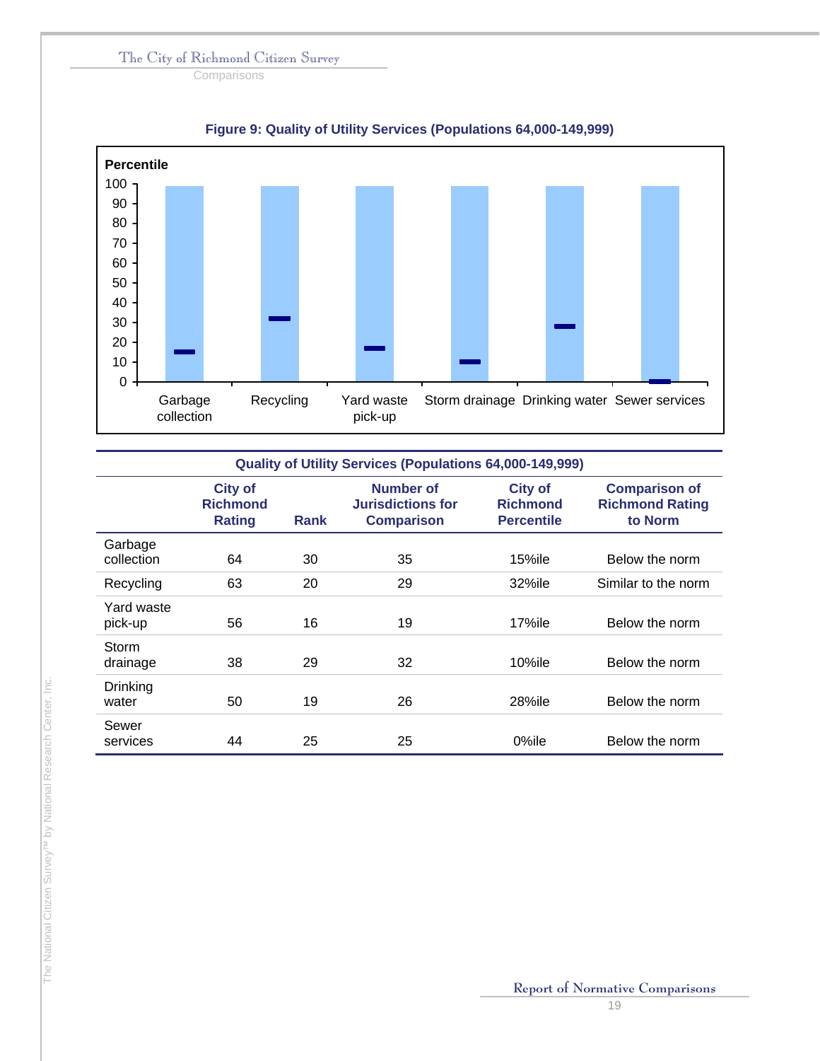**Figure 9: Quality of Utility Services (Populations 64,000-149,999)**

Percentile

100
90
80
70
60
50
40
30
20
10
0

Garbage collection
Recycling
Yard waste pick-up
Storm drainage
Drinking water
Sewer services

**Quality of Utility Services (Populations 64,000-149,999)**

| | City of Richmond Rating | Rank | Number of Jurisdictions for Comparison | City of Richmond Percentile | Comparison of Richmond Rating to Norm |
|---|---|---|---|---|---|
| Garbage collection | 64 | 30 | 35 | 15%ile | Below the norm |
| Recycling | 63 | 20 | 29 | 32%ile | Similar to the norm |
| Yard waste pick-up | 56 | 16 | 19 | 17%ile | Below the norm |
| Storm drainage | 38 | 29 | 32 | 10%ile | Below the norm |
| Drinking water | 50 | 19 | 26 | 28%ile | Below the norm |
| Sewer services | 44 | 25 | 25 | 0%ile | Below the norm |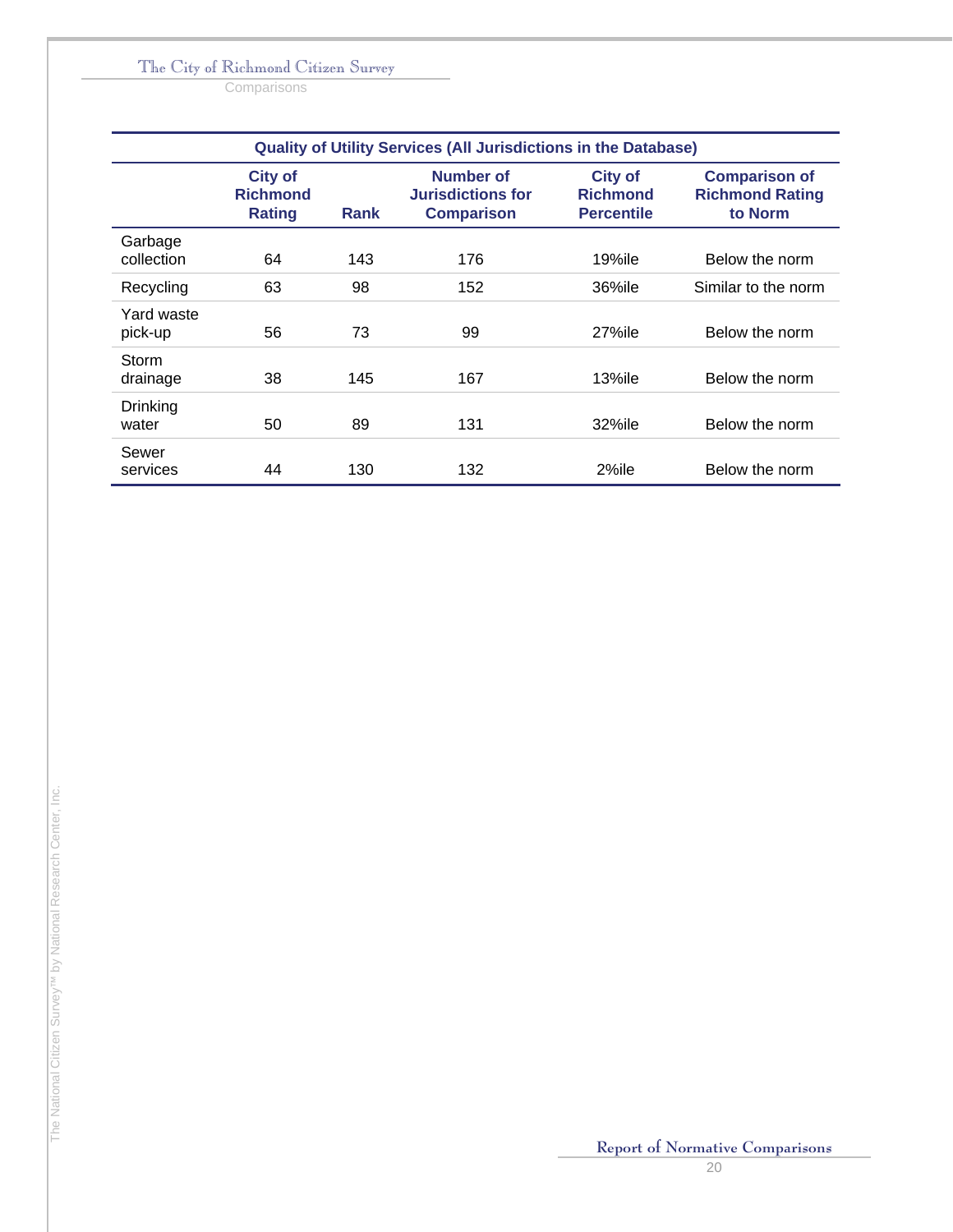| Quality of Utility Services (All Jurisdictions in the Database) | | | | | |
|---|---|---|---|---|---|
| | City of Richmond Rating | Rank | Number of Jurisdictions for Comparison | City of Richmond Percentile | Comparison of Richmond Rating to Norm |
| Garbage collection | 64 | 143 | 176 | 19%ile | Below the norm |
| Recycling | 63 | 98 | 152 | 36%ile | Similar to the norm |
| Yard waste pick-up | 56 | 73 | 99 | 27%ile | Below the norm |
| Storm drainage | 38 | 145 | 167 | 13%ile | Below the norm |
| Drinking water | 50 | 89 | 131 | 32%ile | Below the norm |
| Sewer services | 44 | 130 | 132 | 2%ile | Below the norm |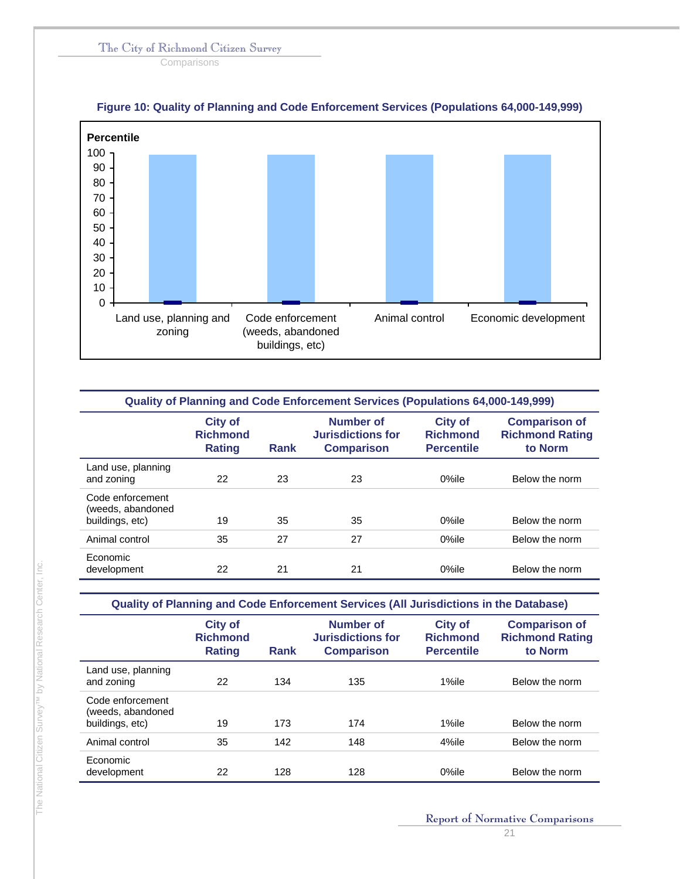**Figure 10: Quality of Planning and Code Enforcement Services (Populations 64,000-149,999)**

Percentile

100
90
80
70
60
50
40
30
20
10
0

Land use, planning and zoning
Code enforcement (weeds, abandoned buildings, etc)
Animal control
Economic development

| Quality of Planning and Code Enforcement Services (Populations 64,000-149,999) | | | | | |
|---|---|---|---|---|---|
| | City of Richmond Rating | Rank | Number of Jurisdictions for Comparison | City of Richmond Percentile | Comparison of Richmond Rating to Norm |
| Land use, planning and zoning | 22 | 23 | 23 | 0%ile | Below the norm |
| Code enforcement (weeds, abandoned buildings, etc) | 19 | 35 | 35 | 0%ile | Below the norm |
| Animal control | 35 | 27 | 27 | 0%ile | Below the norm |
| Economic development | 22 | 21 | 21 | 0%ile | Below the norm |

| Quality of Planning and Code Enforcement Services (All Jurisdictions in the Database) | | | | | |
|---|---|---|---|---|---|
| | City of Richmond Rating | Rank | Number of Jurisdictions for Comparison | City of Richmond Percentile | Comparison of Richmond Rating to Norm |
| Land use, planning and zoning | 22 | 134 | 135 | 1%ile | Below the norm |
| Code enforcement (weeds, abandoned buildings, etc) | 19 | 173 | 174 | 1%ile | Below the norm |
| Animal control | 35 | 142 | 148 | 4%ile | Below the norm |
| Economic development | 22 | 128 | 128 | 0%ile | Below the norm |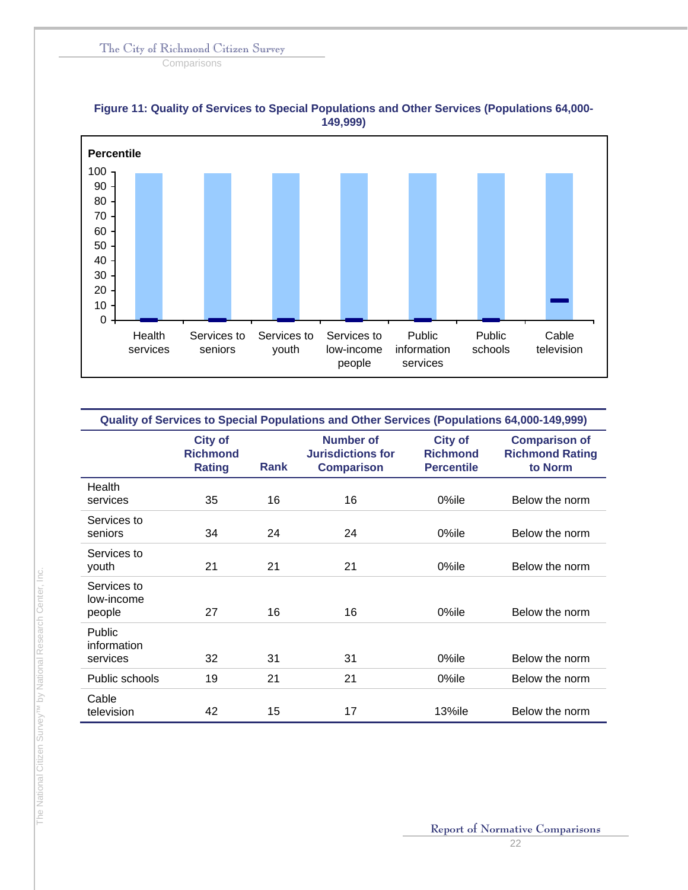**Figure 11: Quality of Services to Special Populations and Other Services (Populations 64,000-149,999)**

Percentile

100
90
80
70
60
50
40
30
20
10
0

Health services
Services to seniors
Services to youth
Services to low-income people
Public information services
Public schools
Cable television

| Quality of Services to Special Populations and Other Services (Populations 64,000-149,999) | | | | | |
|---|---|---|---|---|---|
| | City of Richmond Rating | Rank | Number of Jurisdictions for Comparison | City of Richmond Percentile | Comparison of Richmond Rating to Norm |
| Health services | 35 | 16 | 16 | 0%ile | Below the norm |
| Services to seniors | 34 | 24 | 24 | 0%ile | Below the norm |
| Services to youth | 21 | 21 | 21 | 0%ile | Below the norm |
| Services to low-income people | 27 | 16 | 16 | 0%ile | Below the norm |
| Public information services | 32 | 31 | 31 | 0%ile | Below the norm |
| Public schools | 19 | 21 | 21 | 0%ile | Below the norm |
| Cable television | 42 | 15 | 17 | 13%ile | Below the norm |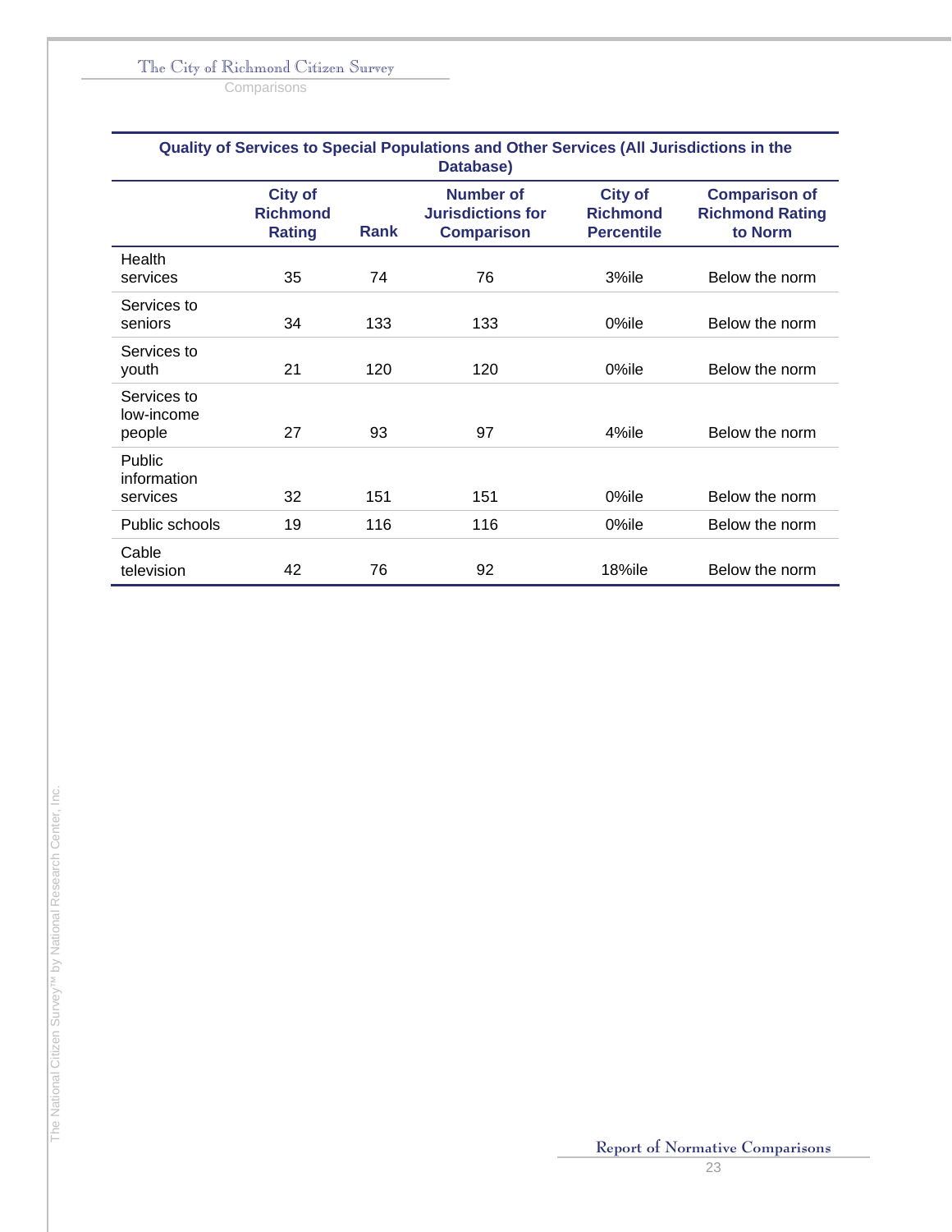| Quality of Services to Special Populations and Other Services (All Jurisdictions in the Database) | | | | | |
|---|---|---|---|---|---|
| | City of Richmond Rating | Rank | Number of Jurisdictions for Comparison | City of Richmond Percentile | Comparison of Richmond Rating to Norm |
| Health services | 35 | 74 | 76 | 3%ile | Below the norm |
| Services to seniors | 34 | 133 | 133 | 0%ile | Below the norm |
| Services to youth | 21 | 120 | 120 | 0%ile | Below the norm |
| Services to low-income people | 27 | 93 | 97 | 4%ile | Below the norm |
| Public information services | 32 | 151 | 151 | 0%ile | Below the norm |
| Public schools | 19 | 116 | 116 | 0%ile | Below the norm |
| Cable television | 42 | 76 | 92 | 18%ile | Below the norm |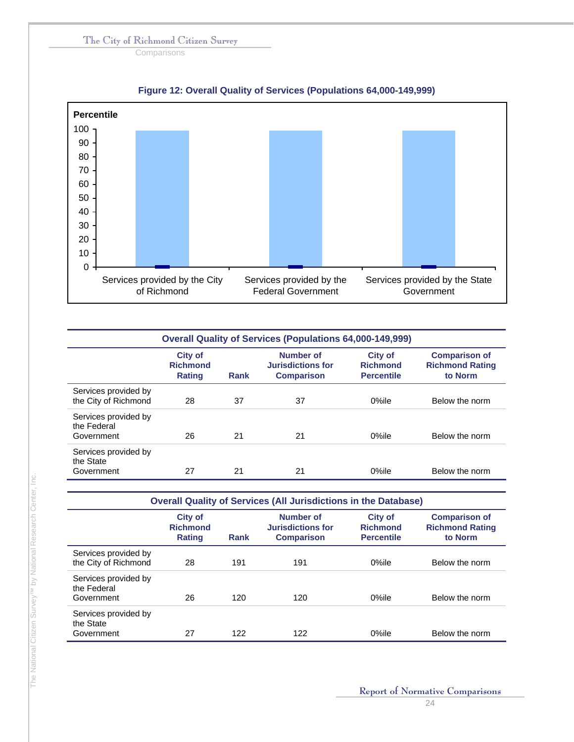**Figure 12: Overall Quality of Services (Populations 64,000-149,999)**

Percentile

100
90
80
70
60
50
40
30
20
10
0

Services provided by the City of Richmond

Services provided by the Federal Government

Services provided by the State Government

| Overall Quality of Services (Populations 64,000-149,999) | | | | | |
|---|---|---|---|---|---|
| | City of Richmond Rating | Rank | Number of Jurisdictions for Comparison | City of Richmond Percentile | Comparison of Richmond Rating to Norm |
| Services provided by the City of Richmond | 28 | 37 | 37 | 0%ile | Below the norm |
| Services provided by the Federal Government | 26 | 21 | 21 | 0%ile | Below the norm |
| Services provided by the State Government | 27 | 21 | 21 | 0%ile | Below the norm |

| Overall Quality of Services (All Jurisdictions in the Database) | | | | | |
|---|---|---|---|---|---|
| | City of Richmond Rating | Rank | Number of Jurisdictions for Comparison | City of Richmond Percentile | Comparison of Richmond Rating to Norm |
| Services provided by the City of Richmond | 28 | 191 | 191 | 0%ile | Below the norm |
| Services provided by the Federal Government | 26 | 120 | 120 | 0%ile | Below the norm |
| Services provided by the State Government | 27 | 122 | 122 | 0%ile | Below the norm |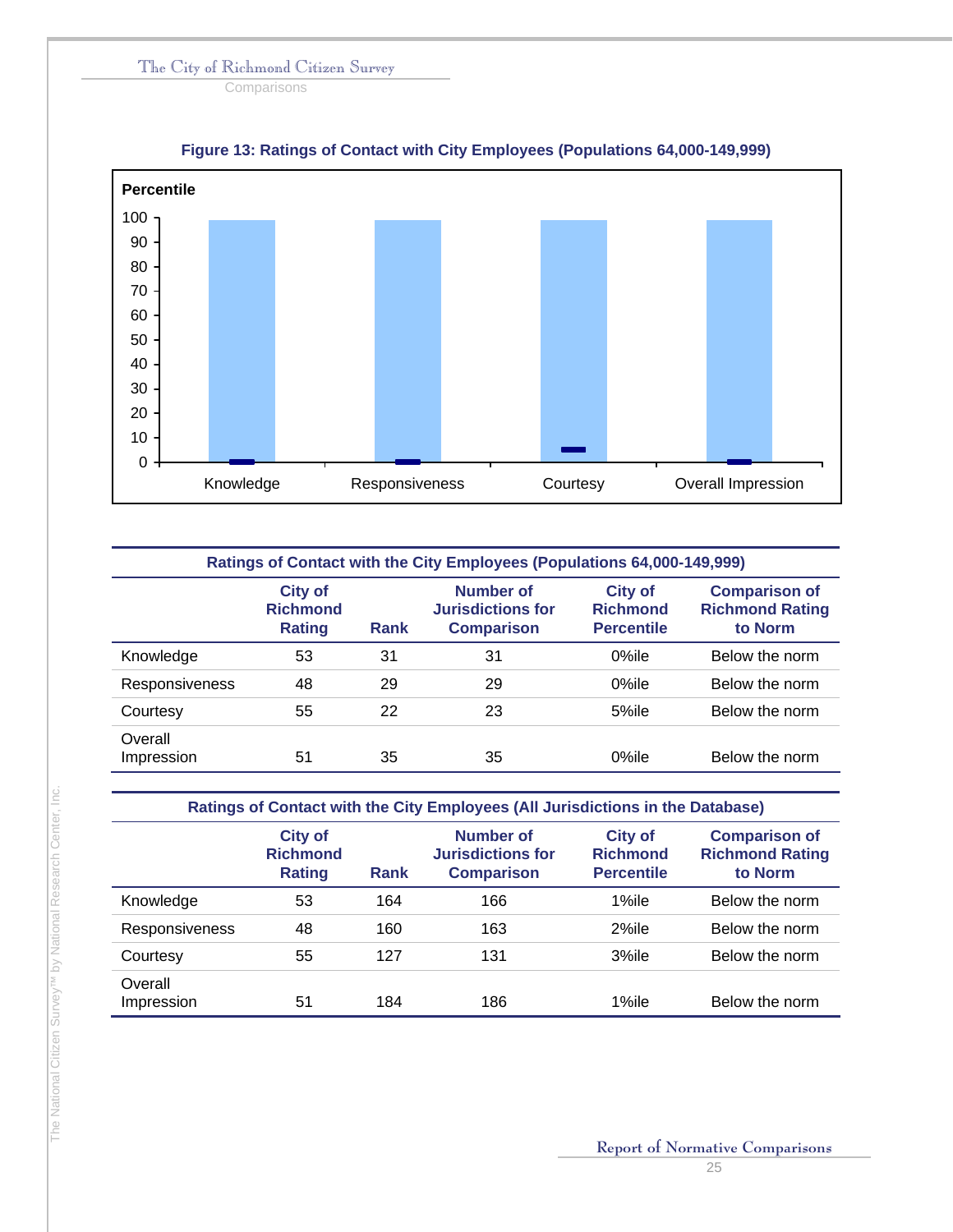**Figure 13: Ratings of Contact with City Employees (Populations 64,000-149,999)**

Percentile

100
90
80
70
60
50
40
30
20
10
0

Knowledge
Responsiveness
Courtesy
Overall Impression

| Ratings of Contact with the City Employees (Populations 64,000-149,999) | | | | | |
|---|---|---|---|---|---|
| | City of Richmond Rating | Rank | Number of Jurisdictions for Comparison | City of Richmond Percentile | Comparison of Richmond Rating to Norm |
| Knowledge | 53 | 31 | 31 | 0%ile | Below the norm |
| Responsiveness | 48 | 29 | 29 | 0%ile | Below the norm |
| Courtesy | 55 | 22 | 23 | 5%ile | Below the norm |
| Overall Impression | 51 | 35 | 35 | 0%ile | Below the norm |

| Ratings of Contact with the City Employees (All Jurisdictions in the Database) | | | | | |
|---|---|---|---|---|---|
| | City of Richmond Rating | Rank | Number of Jurisdictions for Comparison | City of Richmond Percentile | Comparison of Richmond Rating to Norm |
| Knowledge | 53 | 164 | 166 | 1%ile | Below the norm |
| Responsiveness | 48 | 160 | 163 | 2%ile | Below the norm |
| Courtesy | 55 | 127 | 131 | 3%ile | Below the norm |
| Overall Impression | 51 | 184 | 186 | 1%ile | Below the norm |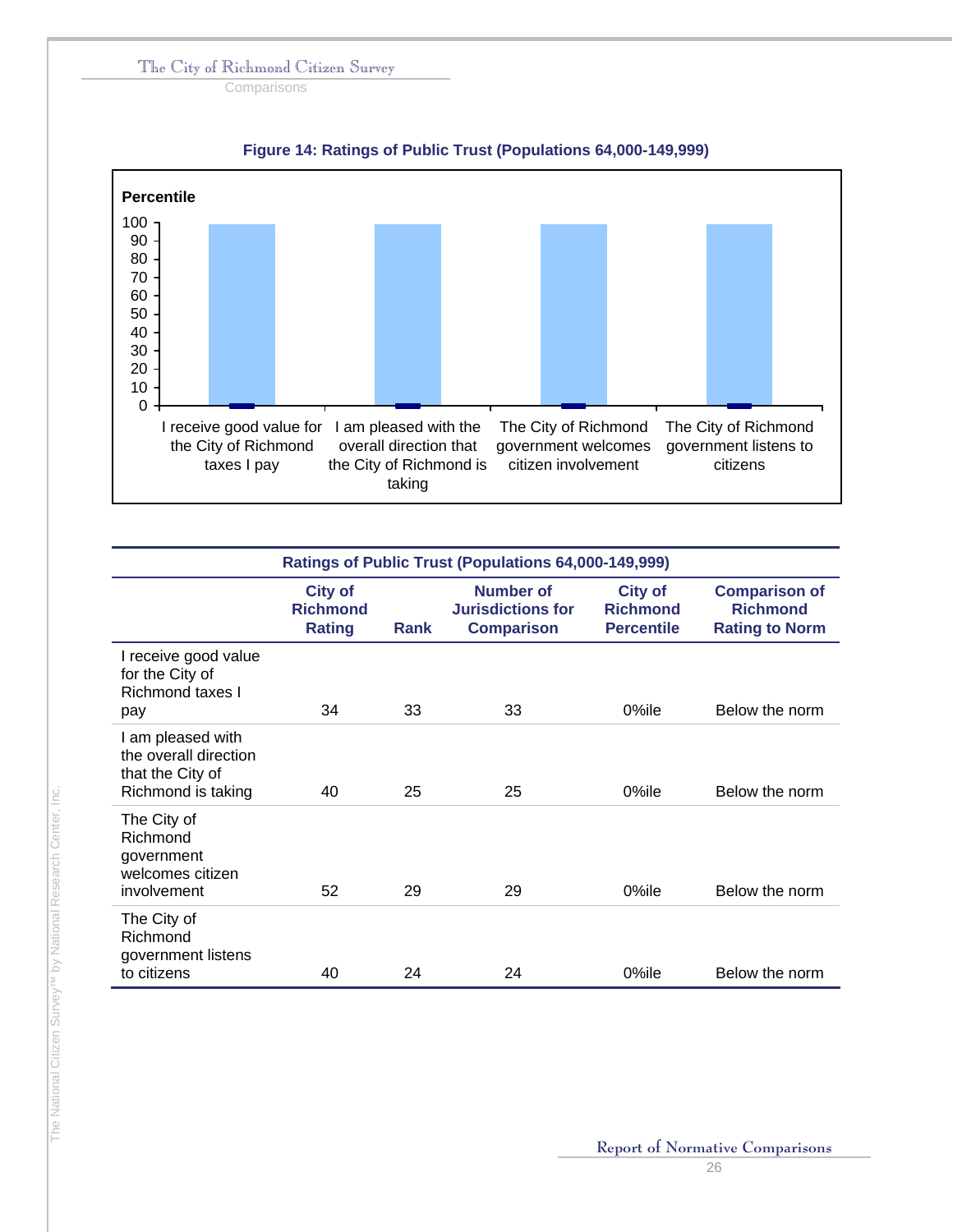**Figure 14: Ratings of Public Trust (Populations 64,000-149,999)**

Percentile

100
90
80
70
60
50
40
30
20
10
0

I receive good value for the City of Richmond taxes I pay

I am pleased with the overall direction that the City of Richmond is taking

The City of Richmond government welcomes citizen involvement

The City of Richmond government listens to citizens

| Ratings of Public Trust (Populations 64,000-149,999) | | | | | |
|---|---|---|---|---|---|
| | City of Richmond Rating | Rank | Number of Jurisdictions for Comparison | City of Richmond Percentile | Comparison of Richmond Rating to Norm |
| I receive good value for the City of Richmond taxes I pay | 34 | 33 | 33 | 0%ile | Below the norm |
| I am pleased with the overall direction that the City of Richmond is taking | 40 | 25 | 25 | 0%ile | Below the norm |
| The City of Richmond government welcomes citizen involvement | 52 | 29 | 29 | 0%ile | Below the norm |
| The City of Richmond government listens to citizens | 40 | 24 | 24 | 0%ile | Below the norm |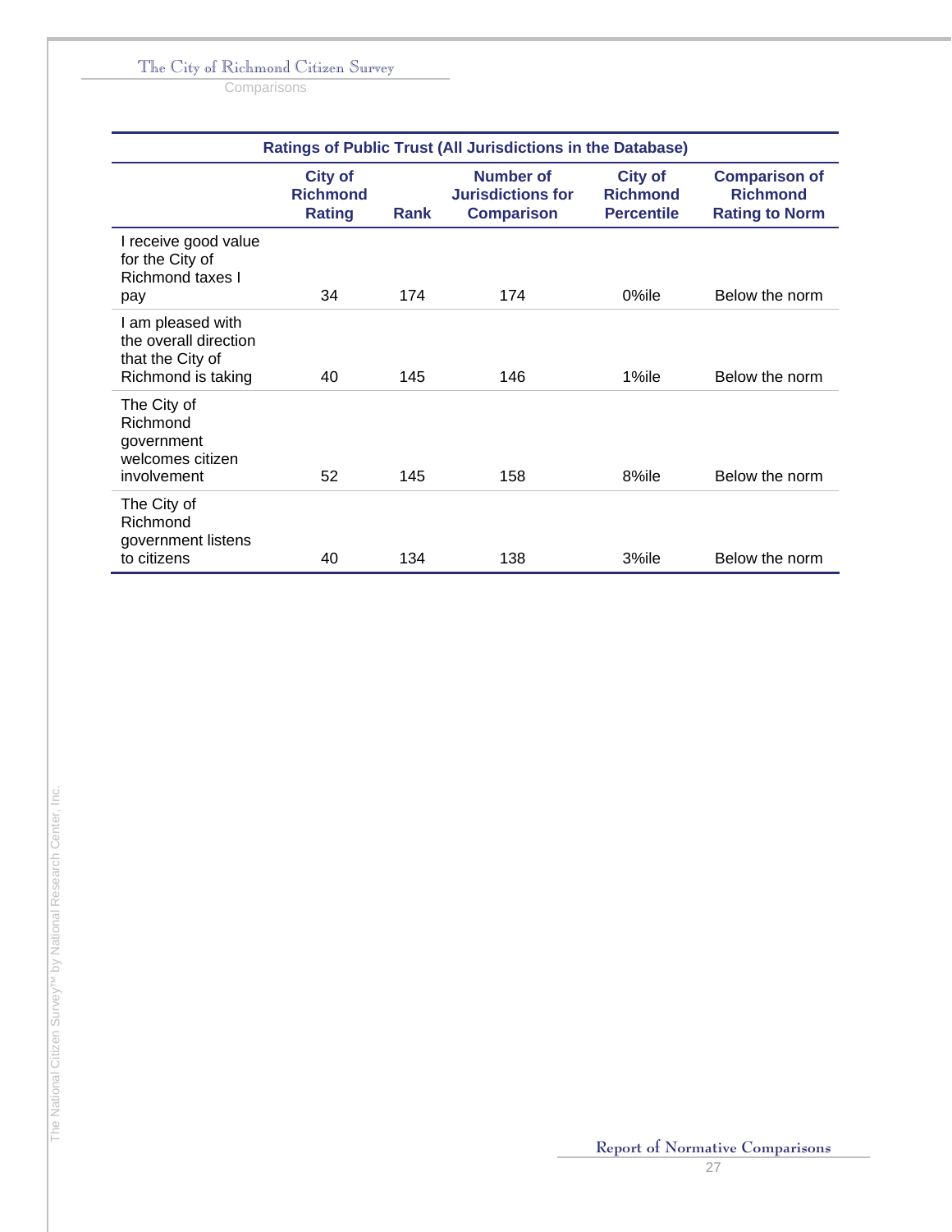| Ratings of Public Trust (All Jurisdictions in the Database) | | | | | |
|---|---|---|---|---|---|
| | City of Richmond Rating | Rank | Number of Jurisdictions for Comparison | City of Richmond Percentile | Comparison of Richmond Rating to Norm |
| I receive good value for the City of Richmond taxes I pay | 34 | 174 | 174 | 0%ile | Below the norm |
| I am pleased with the overall direction that the City of Richmond is taking | 40 | 145 | 146 | 1%ile | Below the norm |
| The City of Richmond government welcomes citizen involvement | 52 | 145 | 158 | 8%ile | Below the norm |
| The City of Richmond government listens to citizens | 40 | 134 | 138 | 3%ile | Below the norm |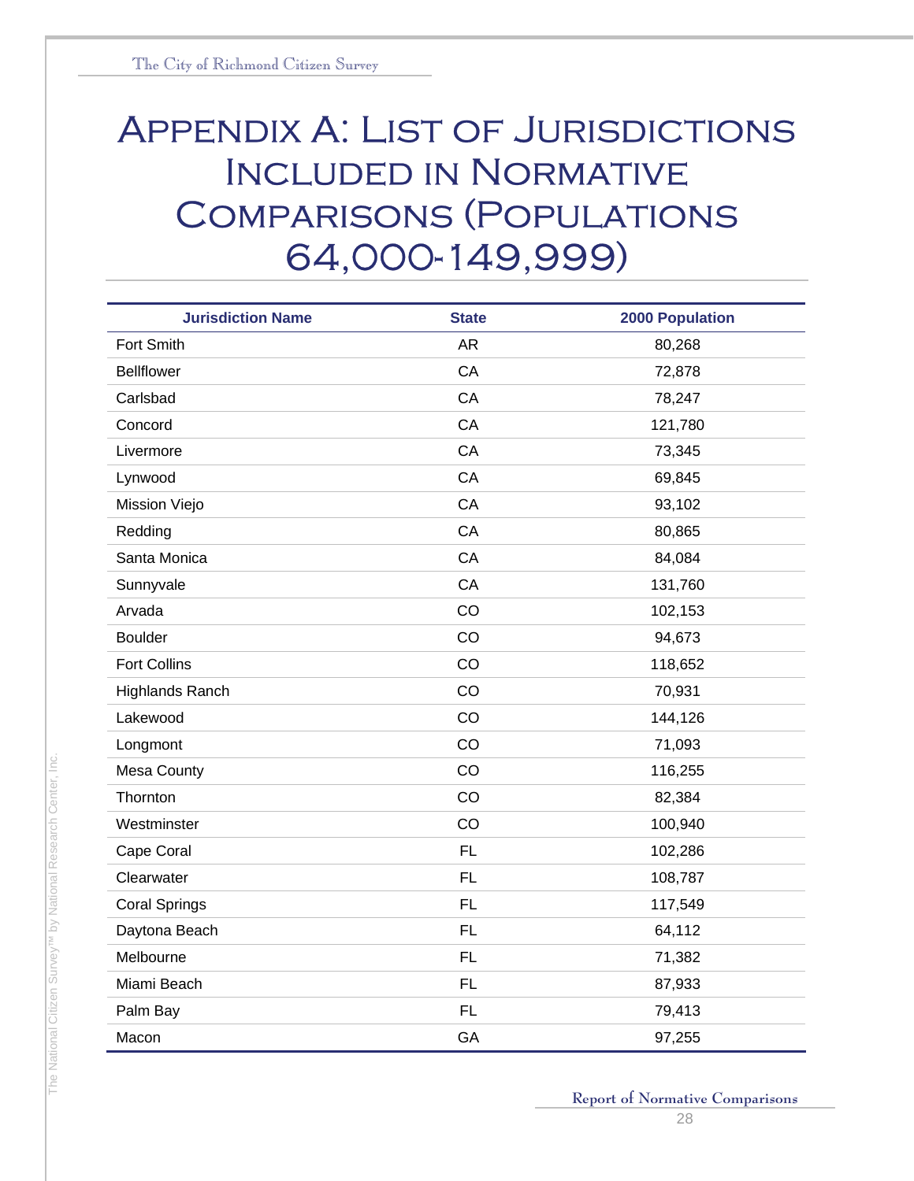# Appendix A: List of Jurisdictions Included in Normative Comparisons (Populations 64,000-149,999)

| Jurisdiction Name | State | 2000 Population |
|---|---|---|
| Fort Smith | AR | 80,268 |
| Bellflower | CA | 72,878 |
| Carlsbad | CA | 78,247 |
| Concord | CA | 121,780 |
| Livermore | CA | 73,345 |
| Lynwood | CA | 69,845 |
| Mission Viejo | CA | 93,102 |
| Redding | CA | 80,865 |
| Santa Monica | CA | 84,084 |
| Sunnyvale | CA | 131,760 |
| Arvada | CO | 102,153 |
| Boulder | CO | 94,673 |
| Fort Collins | CO | 118,652 |
| Highlands Ranch | CO | 70,931 |
| Lakewood | CO | 144,126 |
| Longmont | CO | 71,093 |
| Mesa County | CO | 116,255 |
| Thornton | CO | 82,384 |
| Westminster | CO | 100,940 |
| Cape Coral | FL | 102,286 |
| Clearwater | FL | 108,787 |
| Coral Springs | FL | 117,549 |
| Daytona Beach | FL | 64,112 |
| Melbourne | FL | 71,382 |
| Miami Beach | FL | 87,933 |
| Palm Bay | FL | 79,413 |
| Macon | GA | 97,255 |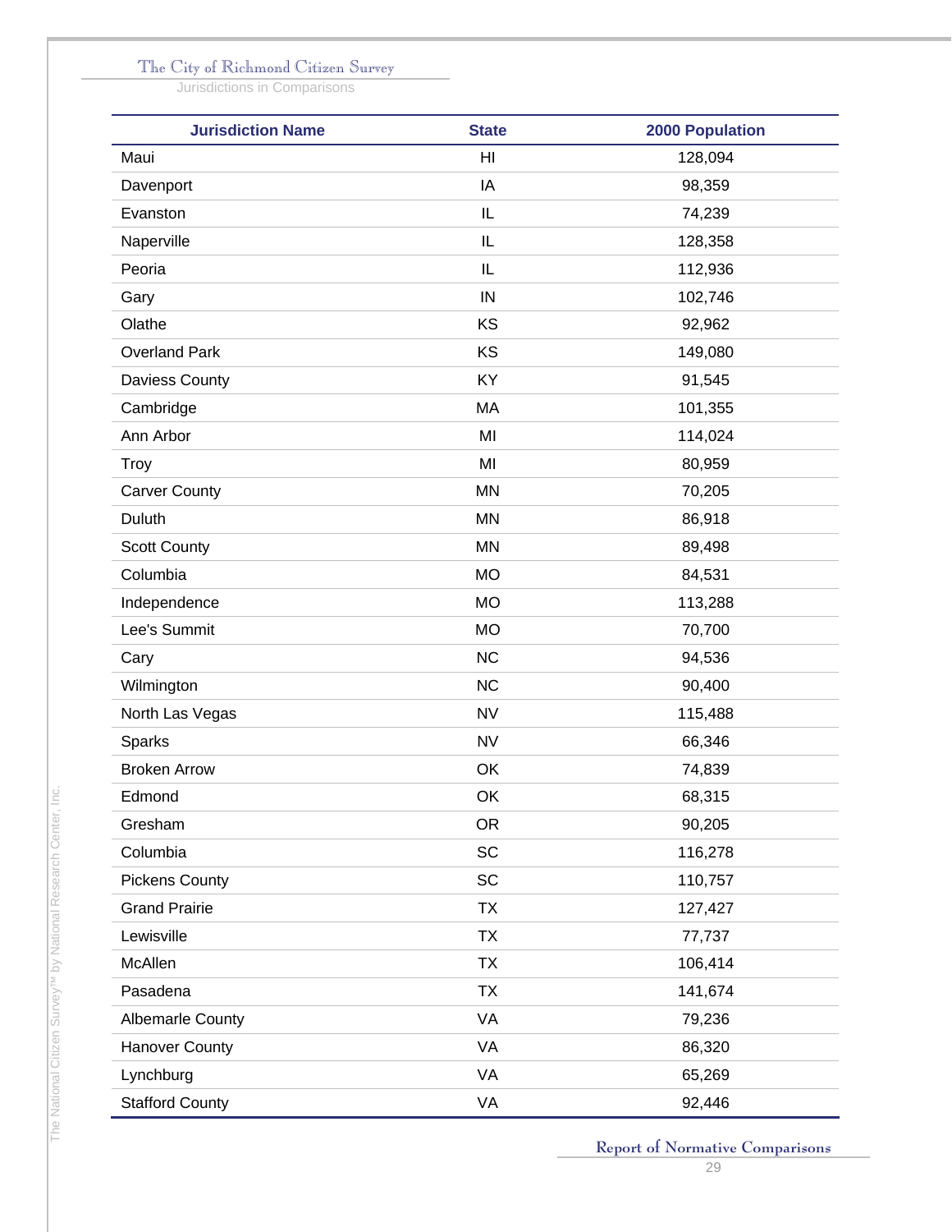| Jurisdiction Name | State | 2000 Population |
|---|---|---|
| Maui | HI | 128,094 |
| Davenport | IA | 98,359 |
| Evanston | IL | 74,239 |
| Naperville | IL | 128,358 |
| Peoria | IL | 112,936 |
| Gary | IN | 102,746 |
| Olathe | KS | 92,962 |
| Overland Park | KS | 149,080 |
| Daviess County | KY | 91,545 |
| Cambridge | MA | 101,355 |
| Ann Arbor | MI | 114,024 |
| Troy | MI | 80,959 |
| Carver County | MN | 70,205 |
| Duluth | MN | 86,918 |
| Scott County | MN | 89,498 |
| Columbia | MO | 84,531 |
| Independence | MO | 113,288 |
| Lee's Summit | MO | 70,700 |
| Cary | NC | 94,536 |
| Wilmington | NC | 90,400 |
| North Las Vegas | NV | 115,488 |
| Sparks | NV | 66,346 |
| Broken Arrow | OK | 74,839 |
| Edmond | OK | 68,315 |
| Gresham | OR | 90,205 |
| Columbia | SC | 116,278 |
| Pickens County | SC | 110,757 |
| Grand Prairie | TX | 127,427 |
| Lewisville | TX | 77,737 |
| McAllen | TX | 106,414 |
| Pasadena | TX | 141,674 |
| Albemarle County | VA | 79,236 |
| Hanover County | VA | 86,320 |
| Lynchburg | VA | 65,269 |
| Stafford County | VA | 92,446 |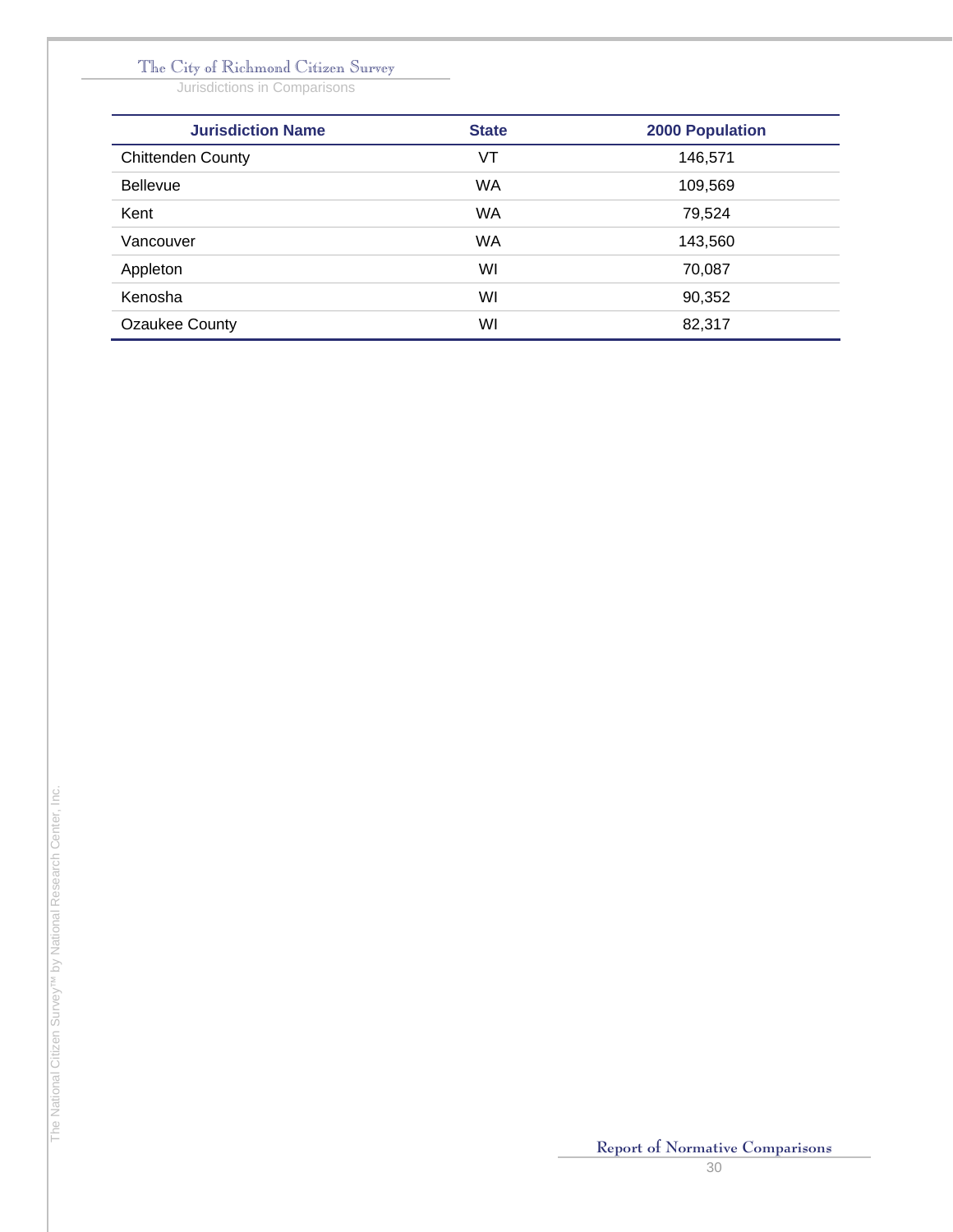| Jurisdiction Name | State | 2000 Population |
|---|---|---|
| Chittenden County | VT | 146,571 |
| Bellevue | WA | 109,569 |
| Kent | WA | 79,524 |
| Vancouver | WA | 143,560 |
| Appleton | WI | 70,087 |
| Kenosha | WI | 90,352 |
| Ozaukee County | WI | 82,317 |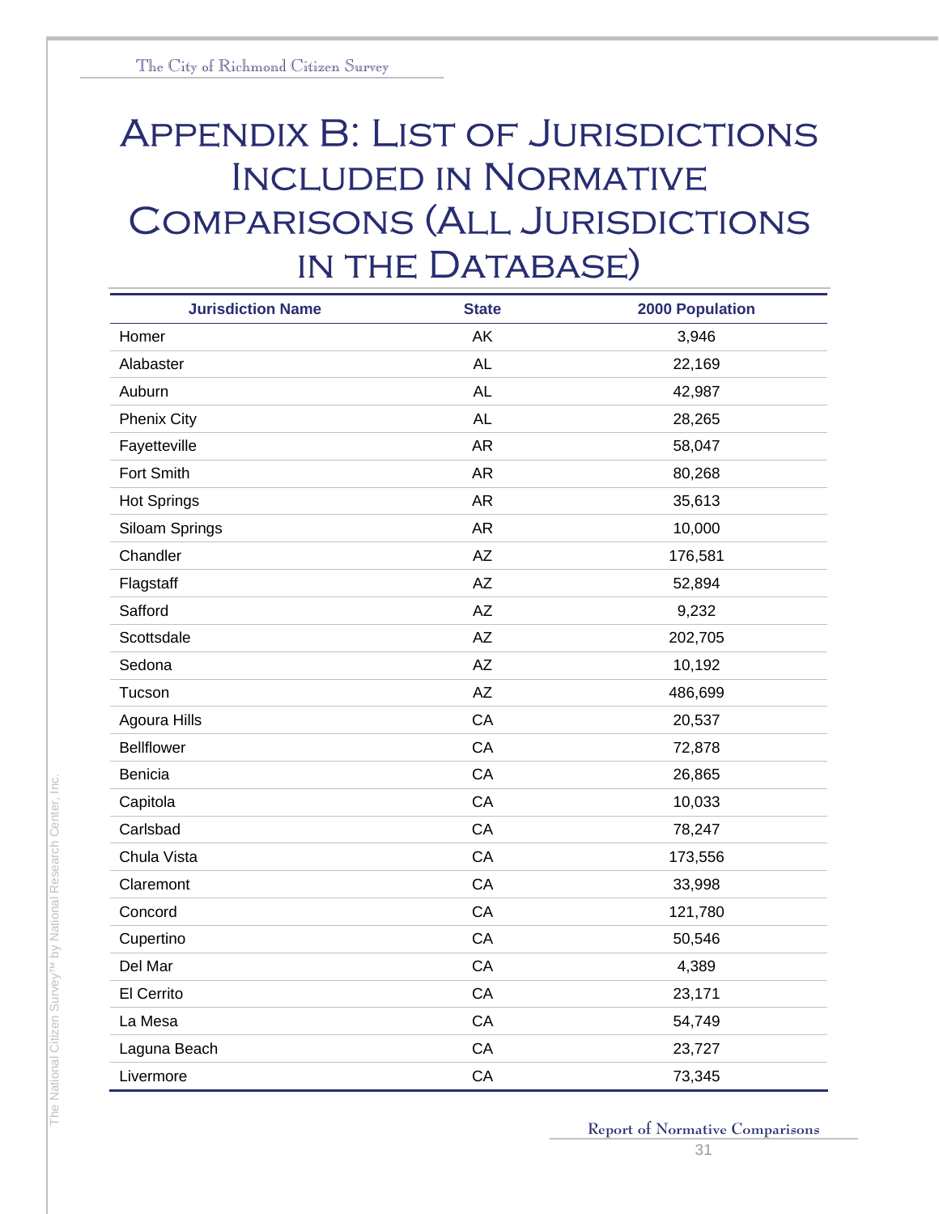# Appendix B: List of Jurisdictions Included in Normative Comparisons (All Jurisdictions in the Database)

| Jurisdiction Name | State | 2000 Population |
|---|---|---|
| Homer | AK | 3,946 |
| Alabaster | AL | 22,169 |
| Auburn | AL | 42,987 |
| Phenix City | AL | 28,265 |
| Fayetteville | AR | 58,047 |
| Fort Smith | AR | 80,268 |
| Hot Springs | AR | 35,613 |
| Siloam Springs | AR | 10,000 |
| Chandler | AZ | 176,581 |
| Flagstaff | AZ | 52,894 |
| Safford | AZ | 9,232 |
| Scottsdale | AZ | 202,705 |
| Sedona | AZ | 10,192 |
| Tucson | AZ | 486,699 |
| Agoura Hills | CA | 20,537 |
| Bellflower | CA | 72,878 |
| Benicia | CA | 26,865 |
| Capitola | CA | 10,033 |
| Carlsbad | CA | 78,247 |
| Chula Vista | CA | 173,556 |
| Claremont | CA | 33,998 |
| Concord | CA | 121,780 |
| Cupertino | CA | 50,546 |
| Del Mar | CA | 4,389 |
| El Cerrito | CA | 23,171 |
| La Mesa | CA | 54,749 |
| Laguna Beach | CA | 23,727 |
| Livermore | CA | 73,345 |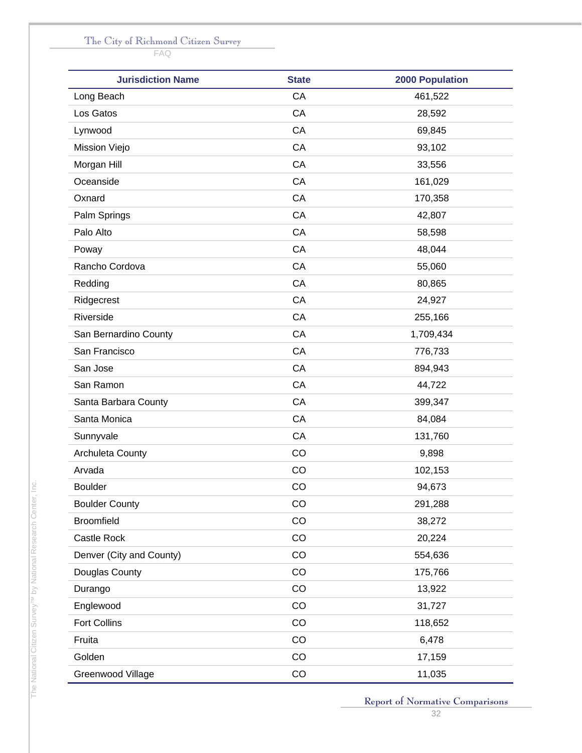| Jurisdiction Name | State | 2000 Population |
|---|---|---|
| Long Beach | CA | 461,522 |
| Los Gatos | CA | 28,592 |
| Lynwood | CA | 69,845 |
| Mission Viejo | CA | 93,102 |
| Morgan Hill | CA | 33,556 |
| Oceanside | CA | 161,029 |
| Oxnard | CA | 170,358 |
| Palm Springs | CA | 42,807 |
| Palo Alto | CA | 58,598 |
| Poway | CA | 48,044 |
| Rancho Cordova | CA | 55,060 |
| Redding | CA | 80,865 |
| Ridgecrest | CA | 24,927 |
| Riverside | CA | 255,166 |
| San Bernardino County | CA | 1,709,434 |
| San Francisco | CA | 776,733 |
| San Jose | CA | 894,943 |
| San Ramon | CA | 44,722 |
| Santa Barbara County | CA | 399,347 |
| Santa Monica | CA | 84,084 |
| Sunnyvale | CA | 131,760 |
| Archuleta County | CO | 9,898 |
| Arvada | CO | 102,153 |
| Boulder | CO | 94,673 |
| Boulder County | CO | 291,288 |
| Broomfield | CO | 38,272 |
| Castle Rock | CO | 20,224 |
| Denver (City and County) | CO | 554,636 |
| Douglas County | CO | 175,766 |
| Durango | CO | 13,922 |
| Englewood | CO | 31,727 |
| Fort Collins | CO | 118,652 |
| Fruita | CO | 6,478 |
| Golden | CO | 17,159 |
| Greenwood Village | CO | 11,035 |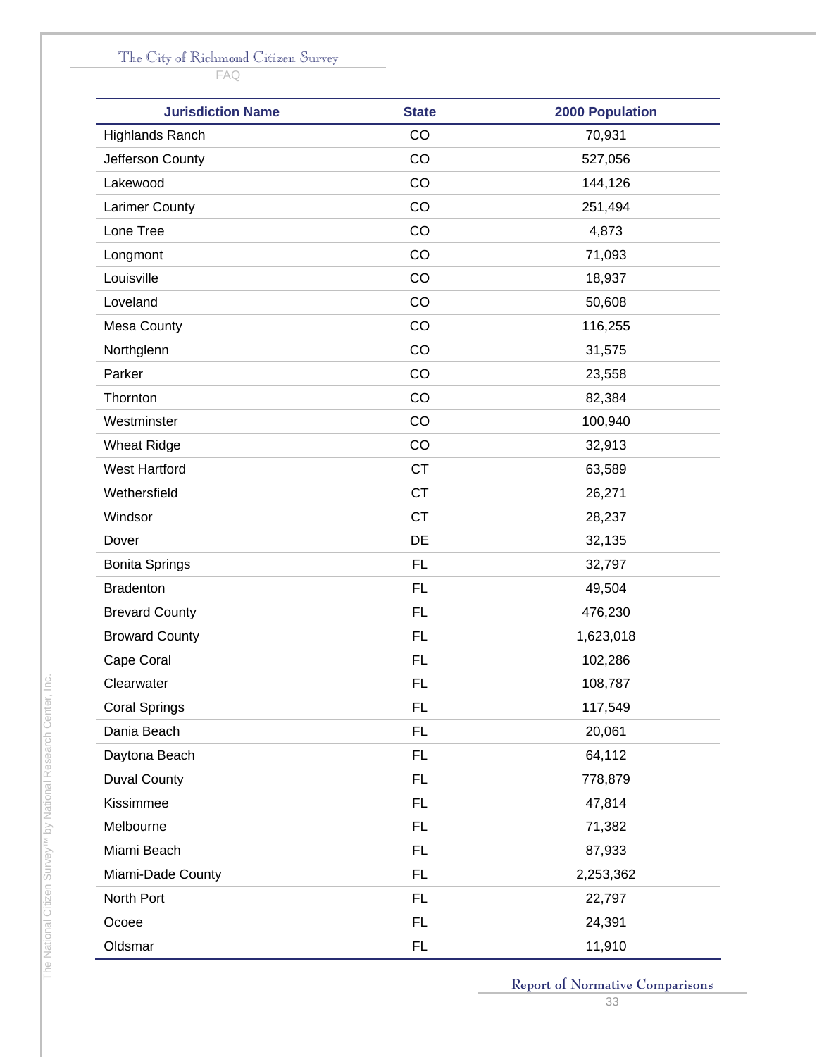| Jurisdiction Name | State | 2000 Population |
|---|---|---|
| Highlands Ranch | CO | 70,931 |
| Jefferson County | CO | 527,056 |
| Lakewood | CO | 144,126 |
| Larimer County | CO | 251,494 |
| Lone Tree | CO | 4,873 |
| Longmont | CO | 71,093 |
| Louisville | CO | 18,937 |
| Loveland | CO | 50,608 |
| Mesa County | CO | 116,255 |
| Northglenn | CO | 31,575 |
| Parker | CO | 23,558 |
| Thornton | CO | 82,384 |
| Westminster | CO | 100,940 |
| Wheat Ridge | CO | 32,913 |
| West Hartford | CT | 63,589 |
| Wethersfield | CT | 26,271 |
| Windsor | CT | 28,237 |
| Dover | DE | 32,135 |
| Bonita Springs | FL | 32,797 |
| Bradenton | FL | 49,504 |
| Brevard County | FL | 476,230 |
| Broward County | FL | 1,623,018 |
| Cape Coral | FL | 102,286 |
| Clearwater | FL | 108,787 |
| Coral Springs | FL | 117,549 |
| Dania Beach | FL | 20,061 |
| Daytona Beach | FL | 64,112 |
| Duval County | FL | 778,879 |
| Kissimmee | FL | 47,814 |
| Melbourne | FL | 71,382 |
| Miami Beach | FL | 87,933 |
| Miami-Dade County | FL | 2,253,362 |
| North Port | FL | 22,797 |
| Ocoee | FL | 24,391 |
| Oldsmar | FL | 11,910 |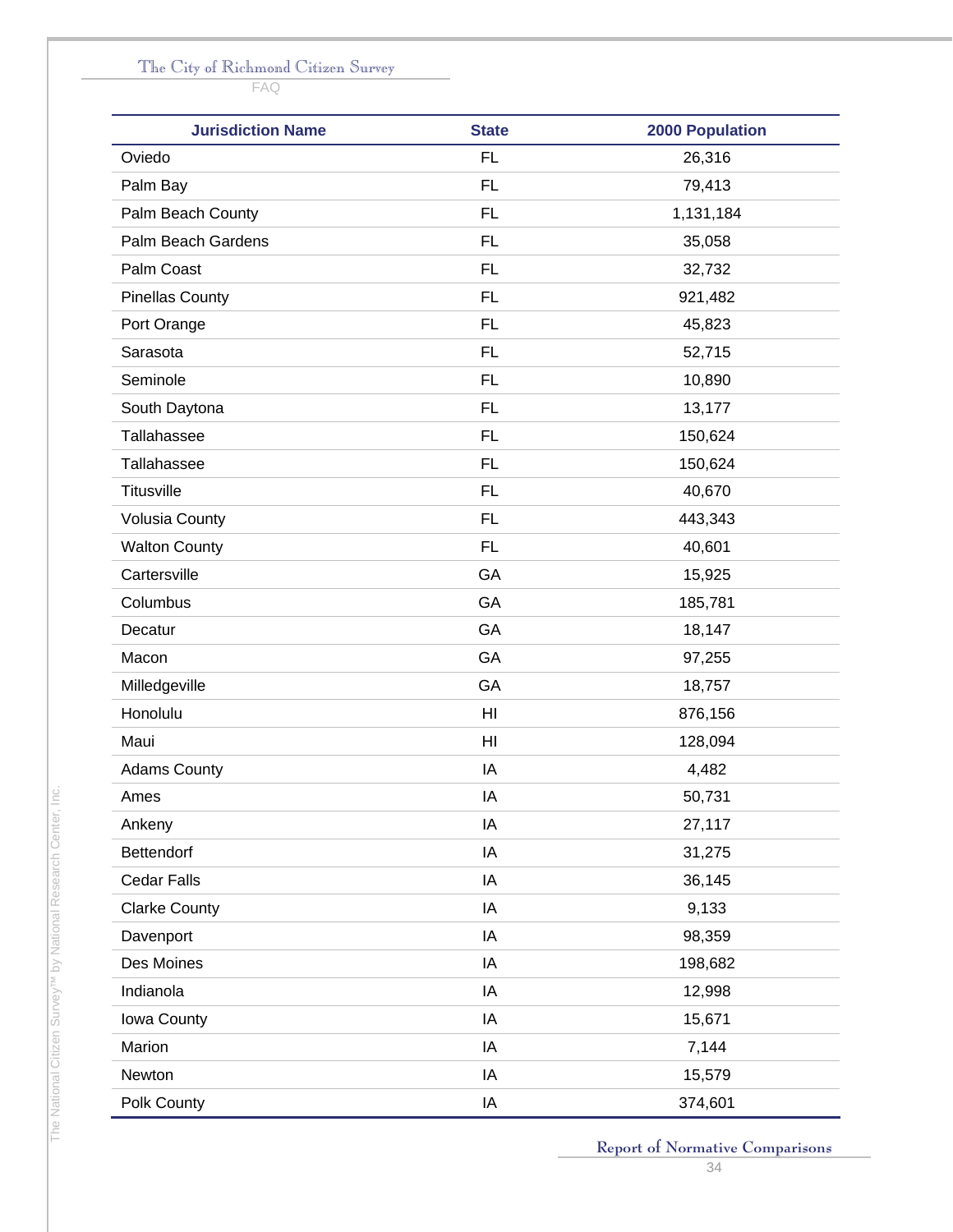| Jurisdiction Name | State | 2000 Population |
| --- | --- | --- |
| Oviedo | FL | 26,316 |
| Palm Bay | FL | 79,413 |
| Palm Beach County | FL | 1,131,184 |
| Palm Beach Gardens | FL | 35,058 |
| Palm Coast | FL | 32,732 |
| Pinellas County | FL | 921,482 |
| Port Orange | FL | 45,823 |
| Sarasota | FL | 52,715 |
| Seminole | FL | 10,890 |
| South Daytona | FL | 13,177 |
| Tallahassee | FL | 150,624 |
| Tallahassee | FL | 150,624 |
| Titusville | FL | 40,670 |
| Volusia County | FL | 443,343 |
| Walton County | FL | 40,601 |
| Cartersville | GA | 15,925 |
| Columbus | GA | 185,781 |
| Decatur | GA | 18,147 |
| Macon | GA | 97,255 |
| Milledgeville | GA | 18,757 |
| Honolulu | HI | 876,156 |
| Maui | HI | 128,094 |
| Adams County | IA | 4,482 |
| Ames | IA | 50,731 |
| Ankeny | IA | 27,117 |
| Bettendorf | IA | 31,275 |
| Cedar Falls | IA | 36,145 |
| Clarke County | IA | 9,133 |
| Davenport | IA | 98,359 |
| Des Moines | IA | 198,682 |
| Indianola | IA | 12,998 |
| Iowa County | IA | 15,671 |
| Marion | IA | 7,144 |
| Newton | IA | 15,579 |
| Polk County | IA | 374,601 |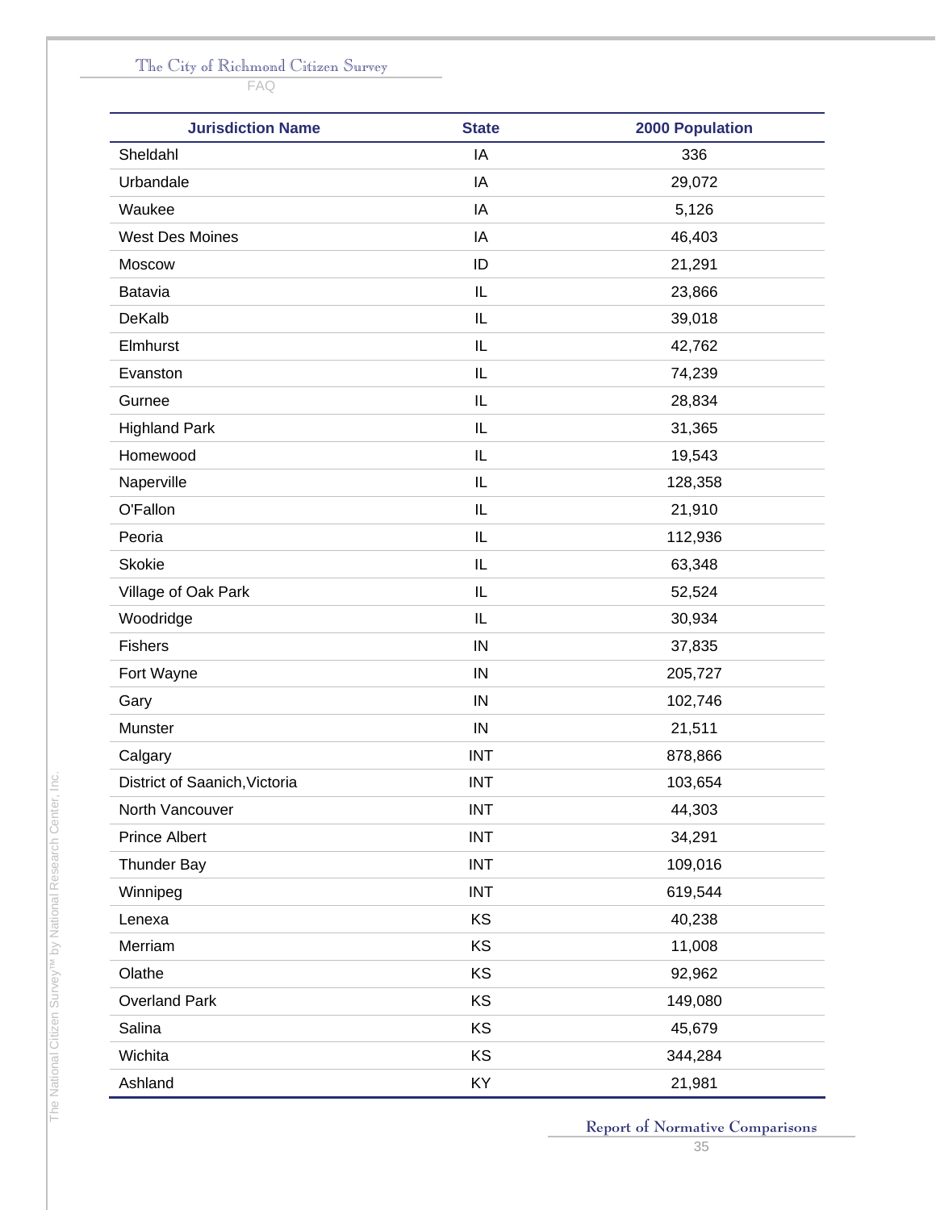| Jurisdiction Name | State | 2000 Population |
|---|---|---|
| Sheldahl | IA | 336 |
| Urbandale | IA | 29,072 |
| Waukee | IA | 5,126 |
| West Des Moines | IA | 46,403 |
| Moscow | ID | 21,291 |
| Batavia | IL | 23,866 |
| DeKalb | IL | 39,018 |
| Elmhurst | IL | 42,762 |
| Evanston | IL | 74,239 |
| Gurnee | IL | 28,834 |
| Highland Park | IL | 31,365 |
| Homewood | IL | 19,543 |
| Naperville | IL | 128,358 |
| O'Fallon | IL | 21,910 |
| Peoria | IL | 112,936 |
| Skokie | IL | 63,348 |
| Village of Oak Park | IL | 52,524 |
| Woodridge | IL | 30,934 |
| Fishers | IN | 37,835 |
| Fort Wayne | IN | 205,727 |
| Gary | IN | 102,746 |
| Munster | IN | 21,511 |
| Calgary | INT | 878,866 |
| District of Saanich,Victoria | INT | 103,654 |
| North Vancouver | INT | 44,303 |
| Prince Albert | INT | 34,291 |
| Thunder Bay | INT | 109,016 |
| Winnipeg | INT | 619,544 |
| Lenexa | KS | 40,238 |
| Merriam | KS | 11,008 |
| Olathe | KS | 92,962 |
| Overland Park | KS | 149,080 |
| Salina | KS | 45,679 |
| Wichita | KS | 344,284 |
| Ashland | KY | 21,981 |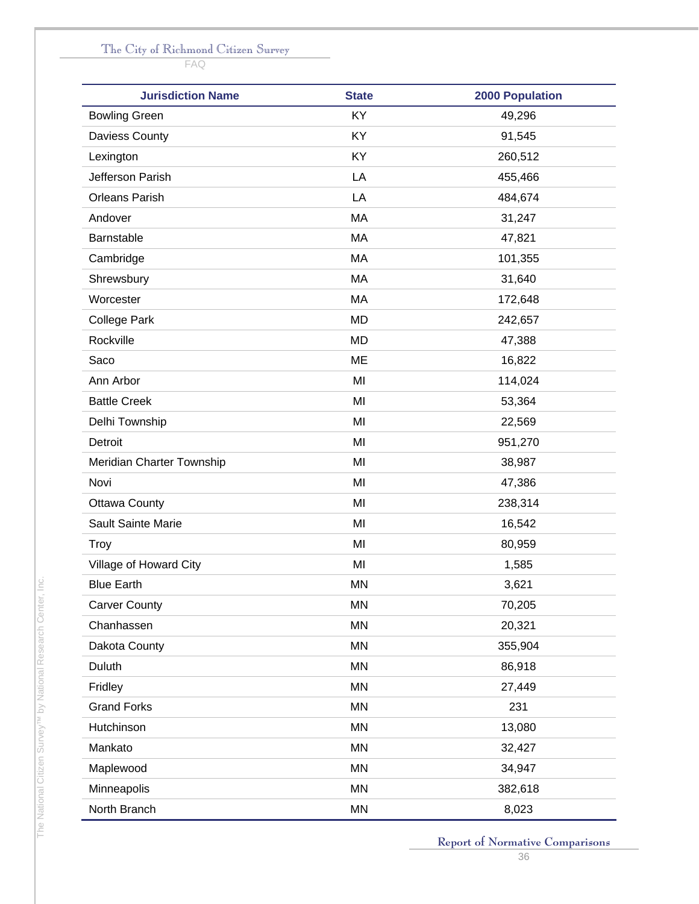| Jurisdiction Name | State | 2000 Population |
|---|---|---|
| Bowling Green | KY | 49,296 |
| Daviess County | KY | 91,545 |
| Lexington | KY | 260,512 |
| Jefferson Parish | LA | 455,466 |
| Orleans Parish | LA | 484,674 |
| Andover | MA | 31,247 |
| Barnstable | MA | 47,821 |
| Cambridge | MA | 101,355 |
| Shrewsbury | MA | 31,640 |
| Worcester | MA | 172,648 |
| College Park | MD | 242,657 |
| Rockville | MD | 47,388 |
| Saco | ME | 16,822 |
| Ann Arbor | MI | 114,024 |
| Battle Creek | MI | 53,364 |
| Delhi Township | MI | 22,569 |
| Detroit | MI | 951,270 |
| Meridian Charter Township | MI | 38,987 |
| Novi | MI | 47,386 |
| Ottawa County | MI | 238,314 |
| Sault Sainte Marie | MI | 16,542 |
| Troy | MI | 80,959 |
| Village of Howard City | MI | 1,585 |
| Blue Earth | MN | 3,621 |
| Carver County | MN | 70,205 |
| Chanhassen | MN | 20,321 |
| Dakota County | MN | 355,904 |
| Duluth | MN | 86,918 |
| Fridley | MN | 27,449 |
| Grand Forks | MN | 231 |
| Hutchinson | MN | 13,080 |
| Mankato | MN | 32,427 |
| Maplewood | MN | 34,947 |
| Minneapolis | MN | 382,618 |
| North Branch | MN | 8,023 |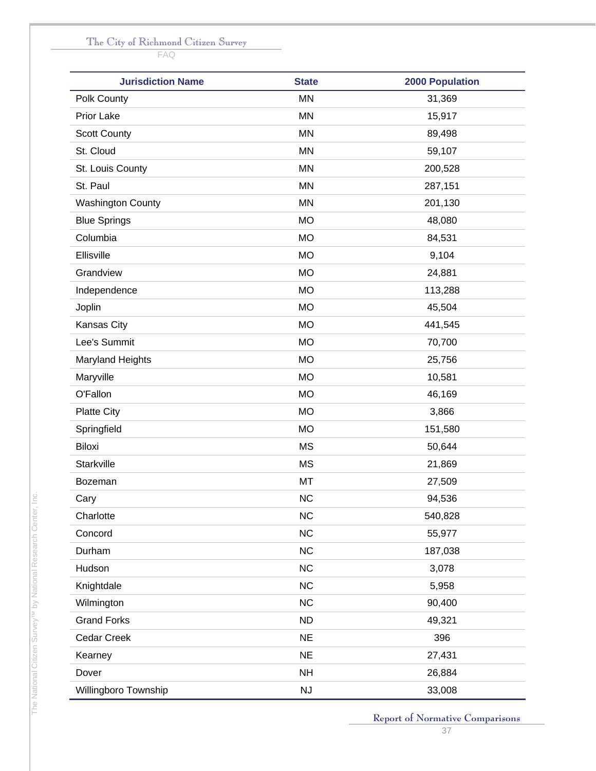| Jurisdiction Name | State | 2000 Population |
| --- | --- | --- |
| Polk County | MN | 31,369 |
| Prior Lake | MN | 15,917 |
| Scott County | MN | 89,498 |
| St. Cloud | MN | 59,107 |
| St. Louis County | MN | 200,528 |
| St. Paul | MN | 287,151 |
| Washington County | MN | 201,130 |
| Blue Springs | MO | 48,080 |
| Columbia | MO | 84,531 |
| Ellisville | MO | 9,104 |
| Grandview | MO | 24,881 |
| Independence | MO | 113,288 |
| Joplin | MO | 45,504 |
| Kansas City | MO | 441,545 |
| Lee's Summit | MO | 70,700 |
| Maryland Heights | MO | 25,756 |
| Maryville | MO | 10,581 |
| O'Fallon | MO | 46,169 |
| Platte City | MO | 3,866 |
| Springfield | MO | 151,580 |
| Biloxi | MS | 50,644 |
| Starkville | MS | 21,869 |
| Bozeman | MT | 27,509 |
| Cary | NC | 94,536 |
| Charlotte | NC | 540,828 |
| Concord | NC | 55,977 |
| Durham | NC | 187,038 |
| Hudson | NC | 3,078 |
| Knightdale | NC | 5,958 |
| Wilmington | NC | 90,400 |
| Grand Forks | ND | 49,321 |
| Cedar Creek | NE | 396 |
| Kearney | NE | 27,431 |
| Dover | NH | 26,884 |
| Willingboro Township | NJ | 33,008 |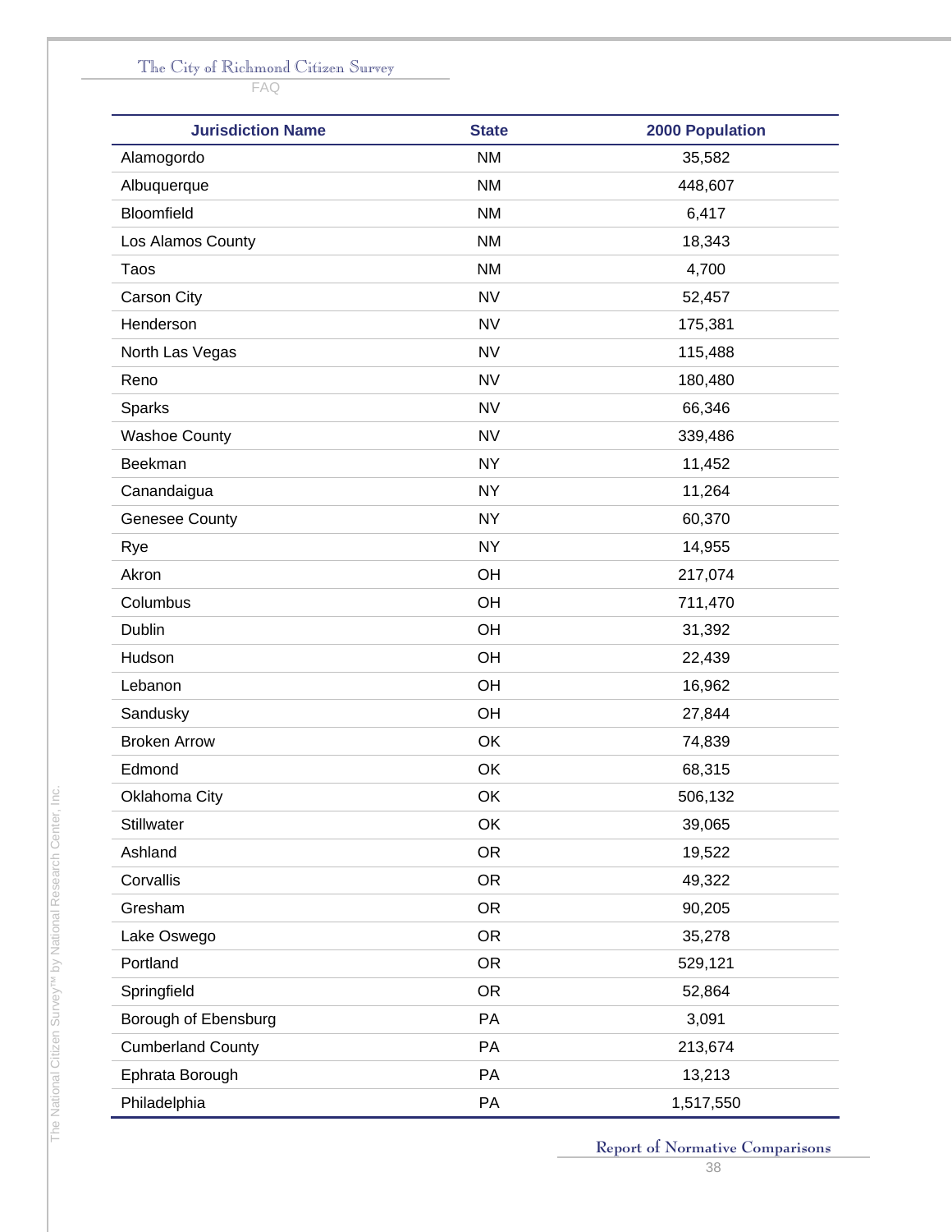| Jurisdiction Name | State | 2000 Population |
|---|---|---|
| Alamogordo | NM | 35,582 |
| Albuquerque | NM | 448,607 |
| Bloomfield | NM | 6,417 |
| Los Alamos County | NM | 18,343 |
| Taos | NM | 4,700 |
| Carson City | NV | 52,457 |
| Henderson | NV | 175,381 |
| North Las Vegas | NV | 115,488 |
| Reno | NV | 180,480 |
| Sparks | NV | 66,346 |
| Washoe County | NV | 339,486 |
| Beekman | NY | 11,452 |
| Canandaigua | NY | 11,264 |
| Genesee County | NY | 60,370 |
| Rye | NY | 14,955 |
| Akron | OH | 217,074 |
| Columbus | OH | 711,470 |
| Dublin | OH | 31,392 |
| Hudson | OH | 22,439 |
| Lebanon | OH | 16,962 |
| Sandusky | OH | 27,844 |
| Broken Arrow | OK | 74,839 |
| Edmond | OK | 68,315 |
| Oklahoma City | OK | 506,132 |
| Stillwater | OK | 39,065 |
| Ashland | OR | 19,522 |
| Corvallis | OR | 49,322 |
| Gresham | OR | 90,205 |
| Lake Oswego | OR | 35,278 |
| Portland | OR | 529,121 |
| Springfield | OR | 52,864 |
| Borough of Ebensburg | PA | 3,091 |
| Cumberland County | PA | 213,674 |
| Ephrata Borough | PA | 13,213 |
| Philadelphia | PA | 1,517,550 |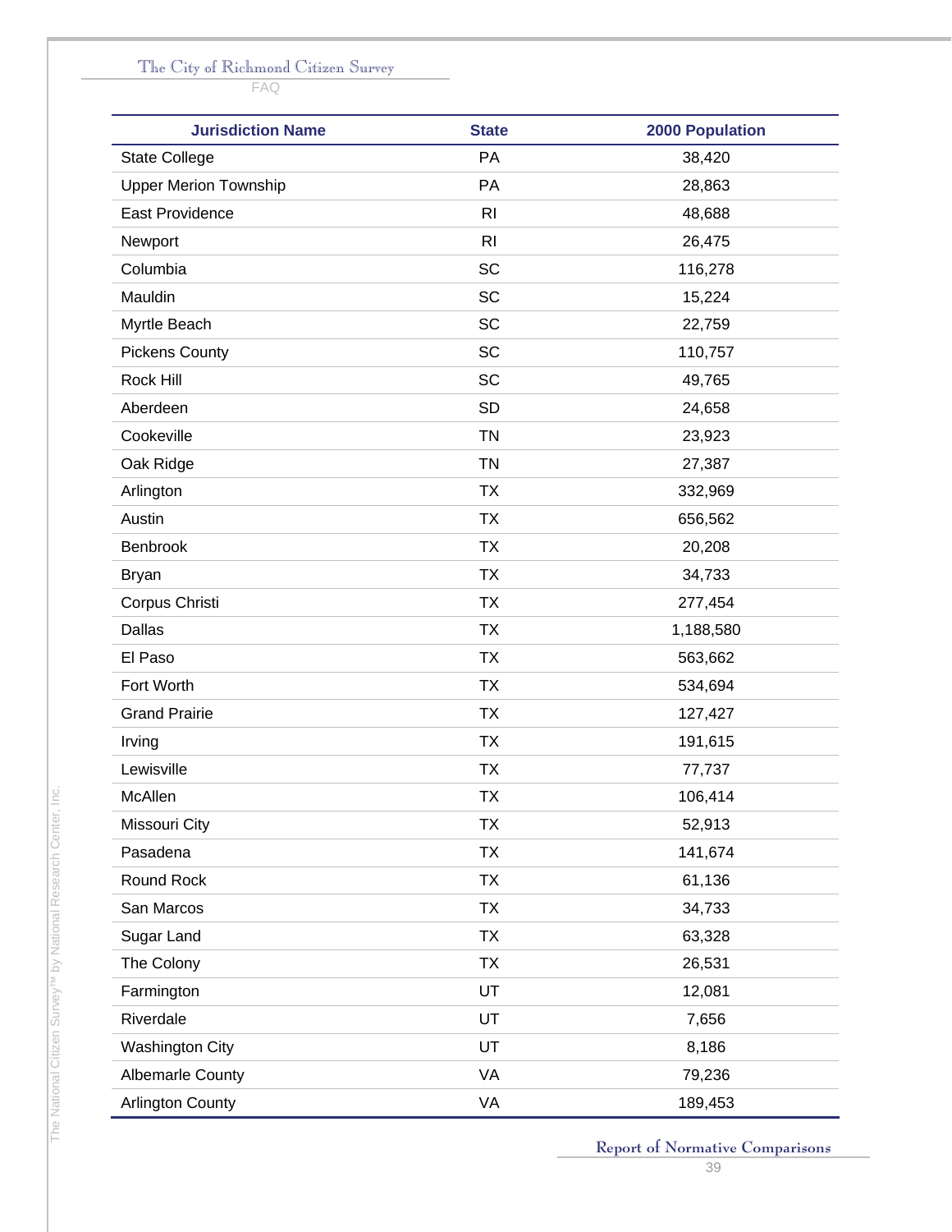| Jurisdiction Name | State | 2000 Population |
|---|---|---|
| State College | PA | 38,420 |
| Upper Merion Township | PA | 28,863 |
| East Providence | RI | 48,688 |
| Newport | RI | 26,475 |
| Columbia | SC | 116,278 |
| Mauldin | SC | 15,224 |
| Myrtle Beach | SC | 22,759 |
| Pickens County | SC | 110,757 |
| Rock Hill | SC | 49,765 |
| Aberdeen | SD | 24,658 |
| Cookeville | TN | 23,923 |
| Oak Ridge | TN | 27,387 |
| Arlington | TX | 332,969 |
| Austin | TX | 656,562 |
| Benbrook | TX | 20,208 |
| Bryan | TX | 34,733 |
| Corpus Christi | TX | 277,454 |
| Dallas | TX | 1,188,580 |
| El Paso | TX | 563,662 |
| Fort Worth | TX | 534,694 |
| Grand Prairie | TX | 127,427 |
| Irving | TX | 191,615 |
| Lewisville | TX | 77,737 |
| McAllen | TX | 106,414 |
| Missouri City | TX | 52,913 |
| Pasadena | TX | 141,674 |
| Round Rock | TX | 61,136 |
| San Marcos | TX | 34,733 |
| Sugar Land | TX | 63,328 |
| The Colony | TX | 26,531 |
| Farmington | UT | 12,081 |
| Riverdale | UT | 7,656 |
| Washington City | UT | 8,186 |
| Albemarle County | VA | 79,236 |
| Arlington County | VA | 189,453 |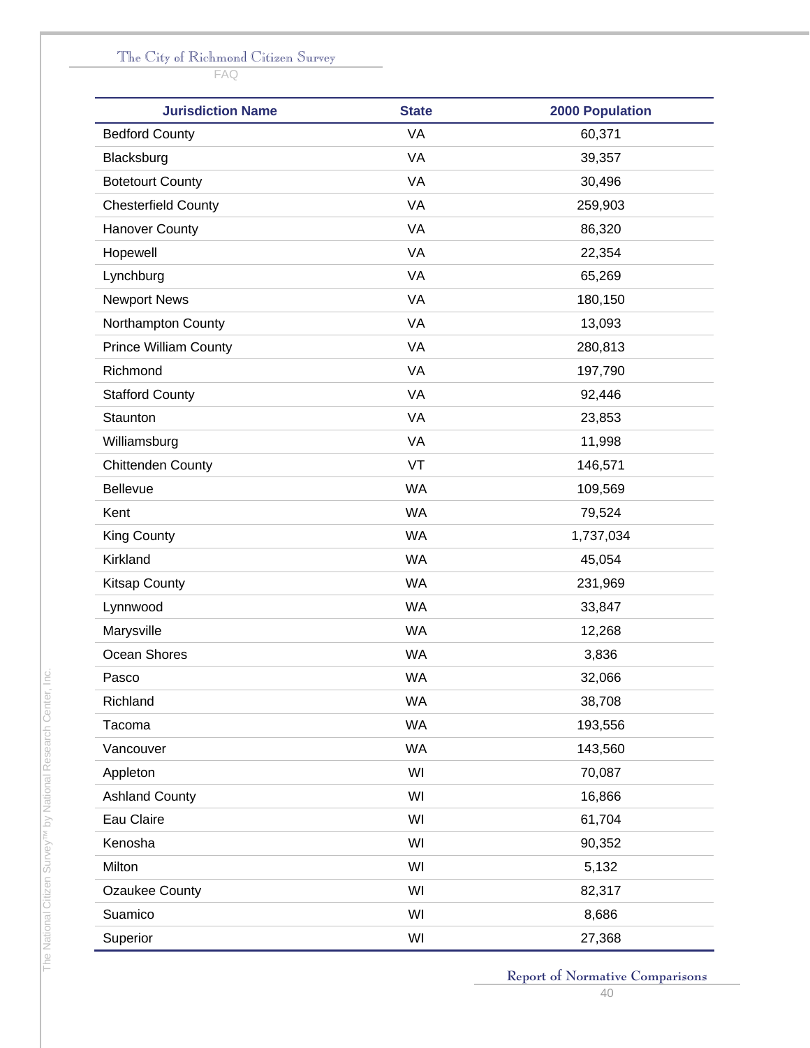| Jurisdiction Name | State | 2000 Population |
| --- | --- | --- |
| Bedford County | VA | 60,371 |
| Blacksburg | VA | 39,357 |
| Botetourt County | VA | 30,496 |
| Chesterfield County | VA | 259,903 |
| Hanover County | VA | 86,320 |
| Hopewell | VA | 22,354 |
| Lynchburg | VA | 65,269 |
| Newport News | VA | 180,150 |
| Northampton County | VA | 13,093 |
| Prince William County | VA | 280,813 |
| Richmond | VA | 197,790 |
| Stafford County | VA | 92,446 |
| Staunton | VA | 23,853 |
| Williamsburg | VA | 11,998 |
| Chittenden County | VT | 146,571 |
| Bellevue | WA | 109,569 |
| Kent | WA | 79,524 |
| King County | WA | 1,737,034 |
| Kirkland | WA | 45,054 |
| Kitsap County | WA | 231,969 |
| Lynnwood | WA | 33,847 |
| Marysville | WA | 12,268 |
| Ocean Shores | WA | 3,836 |
| Pasco | WA | 32,066 |
| Richland | WA | 38,708 |
| Tacoma | WA | 193,556 |
| Vancouver | WA | 143,560 |
| Appleton | WI | 70,087 |
| Ashland County | WI | 16,866 |
| Eau Claire | WI | 61,704 |
| Kenosha | WI | 90,352 |
| Milton | WI | 5,132 |
| Ozaukee County | WI | 82,317 |
| Suamico | WI | 8,686 |
| Superior | WI | 27,368 |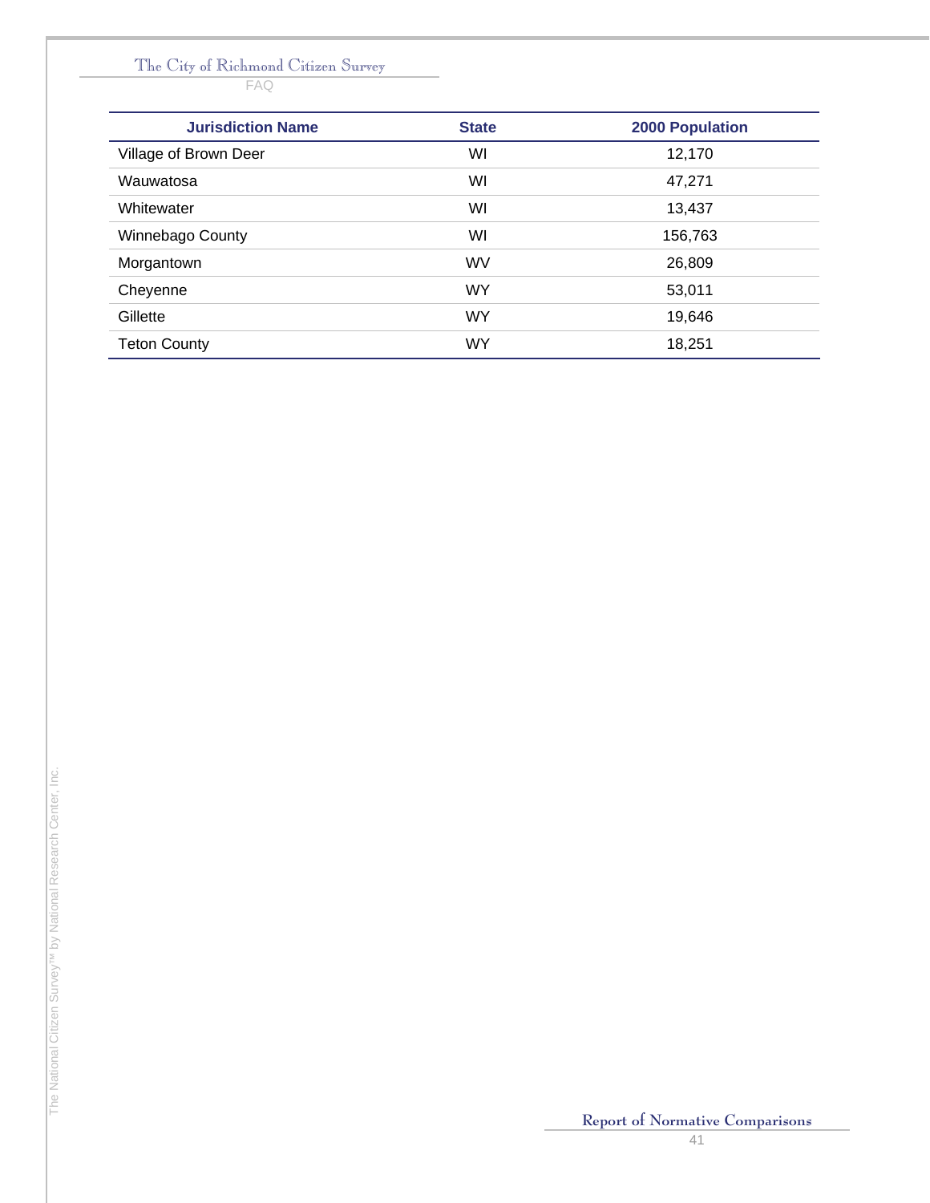| Jurisdiction Name | State | 2000 Population |
|---|---|---|
| Village of Brown Deer | WI | 12,170 |
| Wauwatosa | WI | 47,271 |
| Whitewater | WI | 13,437 |
| Winnebago County | WI | 156,763 |
| Morgantown | WV | 26,809 |
| Cheyenne | WY | 53,011 |
| Gillette | WY | 19,646 |
| Teton County | WY | 18,251 |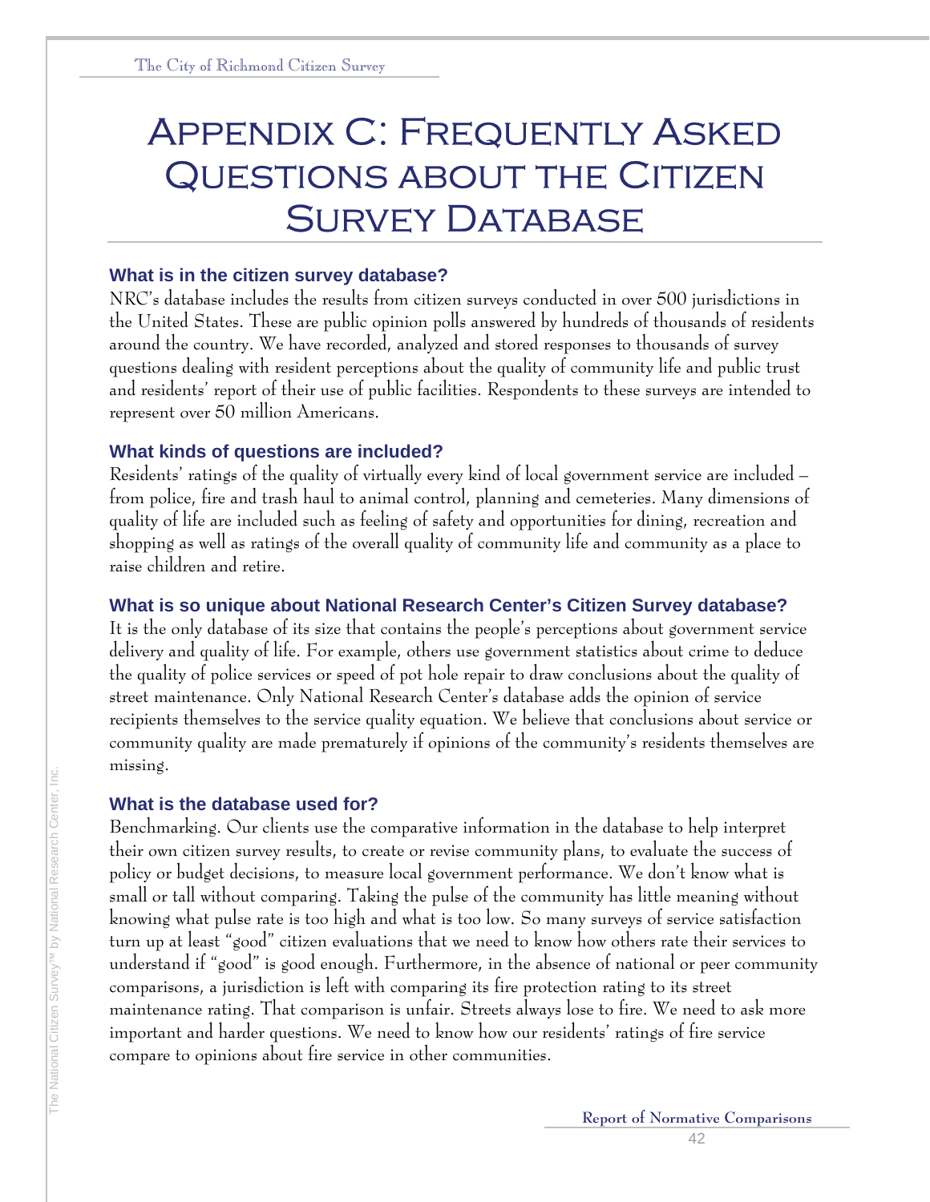# Appendix C: Frequently Asked Questions about the Citizen Survey Database

### What is in the citizen survey database?

NRC's database includes the results from citizen surveys conducted in over 500 jurisdictions in the United States. These are public opinion polls answered by hundreds of thousands of residents around the country. We have recorded, analyzed and stored responses to thousands of survey questions dealing with resident perceptions about the quality of community life and public trust and residents' report of their use of public facilities. Respondents to these surveys are intended to represent over 50 million Americans.

### What kinds of questions are included?

Residents' ratings of the quality of virtually every kind of local government service are included – from police, fire and trash haul to animal control, planning and cemeteries. Many dimensions of quality of life are included such as feeling of safety and opportunities for dining, recreation and shopping as well as ratings of the overall quality of community life and community as a place to raise children and retire.

### What is so unique about National Research Center's Citizen Survey database?

It is the only database of its size that contains the people's perceptions about government service delivery and quality of life. For example, others use government statistics about crime to deduce the quality of police services or speed of pot hole repair to draw conclusions about the quality of street maintenance. Only National Research Center's database adds the opinion of service recipients themselves to the service quality equation. We believe that conclusions about service or community quality are made prematurely if opinions of the community's residents themselves are missing.

### What is the database used for?

Benchmarking. Our clients use the comparative information in the database to help interpret their own citizen survey results, to create or revise community plans, to evaluate the success of policy or budget decisions, to measure local government performance. We don't know what is small or tall without comparing. Taking the pulse of the community has little meaning without knowing what pulse rate is too high and what is too low. So many surveys of service satisfaction turn up at least "good" citizen evaluations that we need to know how others rate their services to understand if "good" is good enough. Furthermore, in the absence of national or peer community comparisons, a jurisdiction is left with comparing its fire protection rating to its street maintenance rating. That comparison is unfair. Streets always lose to fire. We need to ask more important and harder questions. We need to know how our residents' ratings of fire service compare to opinions about fire service in other communities.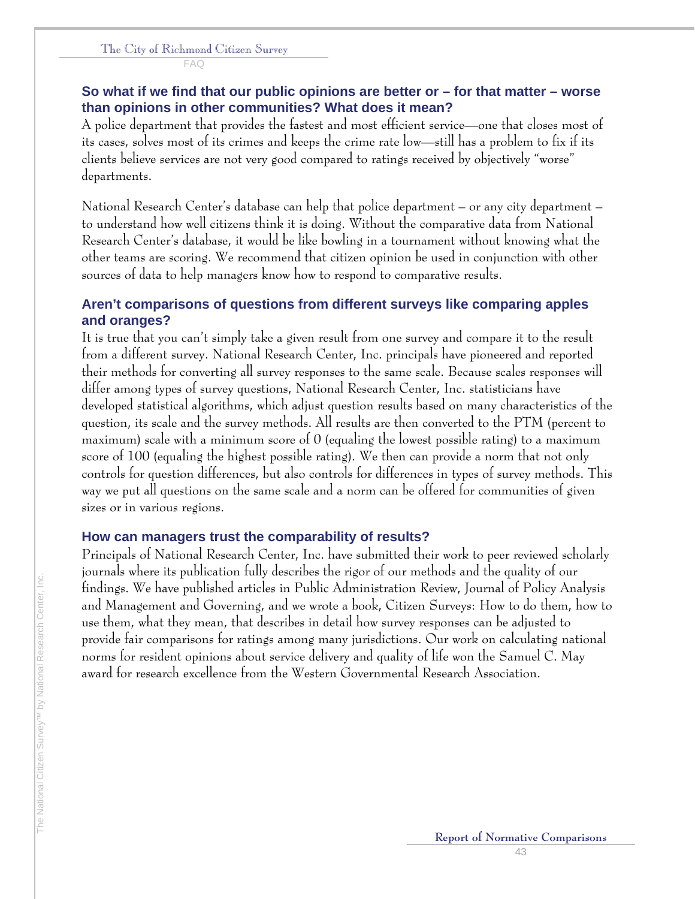### So what if we find that our public opinions are better or – for that matter – worse than opinions in other communities? What does it mean?

A police department that provides the fastest and most efficient service—one that closes most of its cases, solves most of its crimes and keeps the crime rate low—still has a problem to fix if its clients believe services are not very good compared to ratings received by objectively "worse" departments.

National Research Center's database can help that police department – or any city department – to understand how well citizens think it is doing. Without the comparative data from National Research Center's database, it would be like bowling in a tournament without knowing what the other teams are scoring. We recommend that citizen opinion be used in conjunction with other sources of data to help managers know how to respond to comparative results.

### Aren't comparisons of questions from different surveys like comparing apples and oranges?

It is true that you can't simply take a given result from one survey and compare it to the result from a different survey. National Research Center, Inc. principals have pioneered and reported their methods for converting all survey responses to the same scale. Because scales responses will differ among types of survey questions, National Research Center, Inc. statisticians have developed statistical algorithms, which adjust question results based on many characteristics of the question, its scale and the survey methods. All results are then converted to the PTM (percent to maximum) scale with a minimum score of 0 (equaling the lowest possible rating) to a maximum score of 100 (equaling the highest possible rating). We then can provide a norm that not only controls for question differences, but also controls for differences in types of survey methods. This way we put all questions on the same scale and a norm can be offered for communities of given sizes or in various regions.

### How can managers trust the comparability of results?

Principals of National Research Center, Inc. have submitted their work to peer reviewed scholarly journals where its publication fully describes the rigor of our methods and the quality of our findings. We have published articles in Public Administration Review, Journal of Policy Analysis and Management and Governing, and we wrote a book, Citizen Surveys: How to do them, how to use them, what they mean, that describes in detail how survey responses can be adjusted to provide fair comparisons for ratings among many jurisdictions. Our work on calculating national norms for resident opinions about service delivery and quality of life won the Samuel C. May award for research excellence from the Western Governmental Research Association.